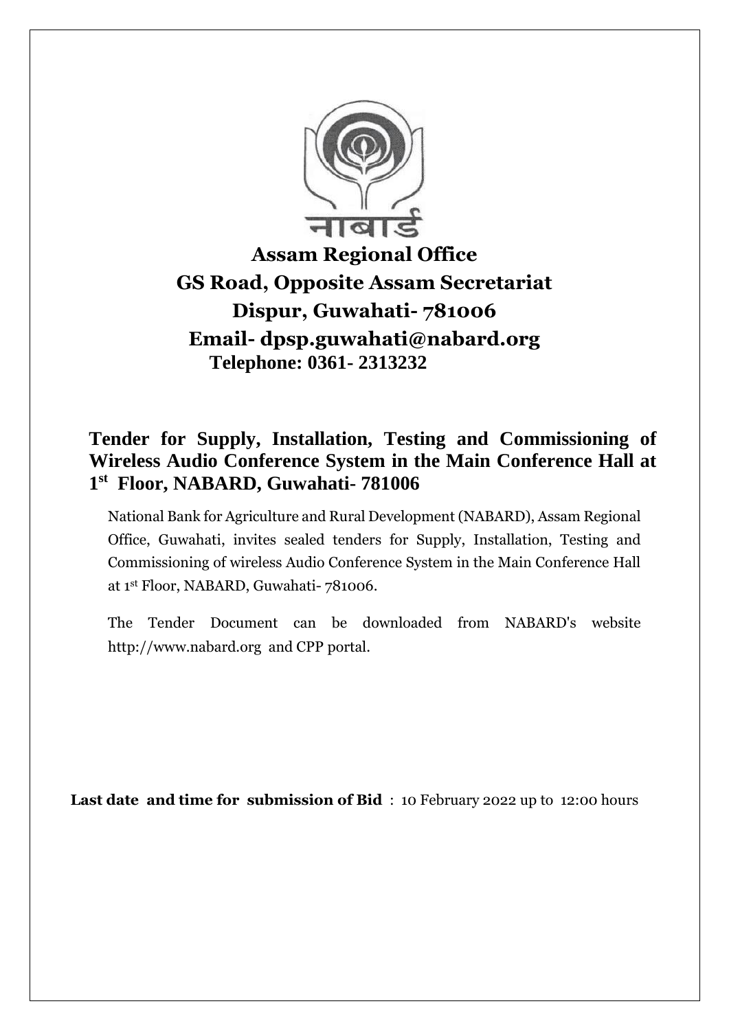नाबार्ड

**Assam Regional Office**
**GS Road, Opposite Assam Secretariat**
**Dispur, Guwahati- 781006**
**Email- dpsp.guwahati@nabard.org**
**Telephone: 0361- 2313232**

# Tender for Supply, Installation, Testing and Commissioning of Wireless Audio Conference System in the Main Conference Hall at 1st Floor, NABARD, Guwahati- 781006

National Bank for Agriculture and Rural Development (NABARD), Assam Regional Office, Guwahati, invites sealed tenders for Supply, Installation, Testing and Commissioning of wireless Audio Conference System in the Main Conference Hall at 1st Floor, NABARD, Guwahati- 781006.

The Tender Document can be downloaded from NABARD's website http://www.nabard.org and CPP portal.

**Last date and time for submission of Bid** : 10 February 2022 up to 12:00 hours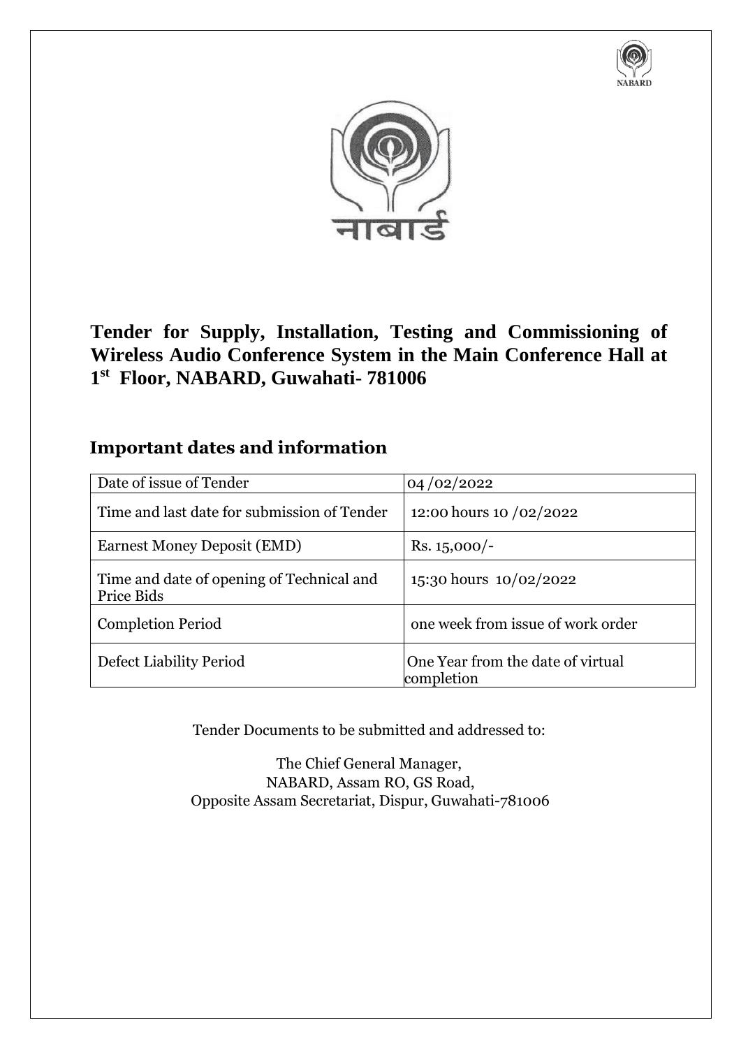**Tender for Supply, Installation, Testing and Commissioning of Wireless Audio Conference System in the Main Conference Hall at 1st Floor, NABARD, Guwahati- 781006**

## Important dates and information

| Date of issue of Tender | 04 /02/2022 |
|---|---|
| Time and last date for submission of Tender | 12:00 hours 10 /02/2022 |
| Earnest Money Deposit (EMD) | Rs. 15,000/- |
| Time and date of opening of Technical and Price Bids | 15:30 hours 10/02/2022 |
| Completion Period | one week from issue of work order |
| Defect Liability Period | One Year from the date of virtual completion |

Tender Documents to be submitted and addressed to:

The Chief General Manager,
NABARD, Assam RO, GS Road,
Opposite Assam Secretariat, Dispur, Guwahati-781006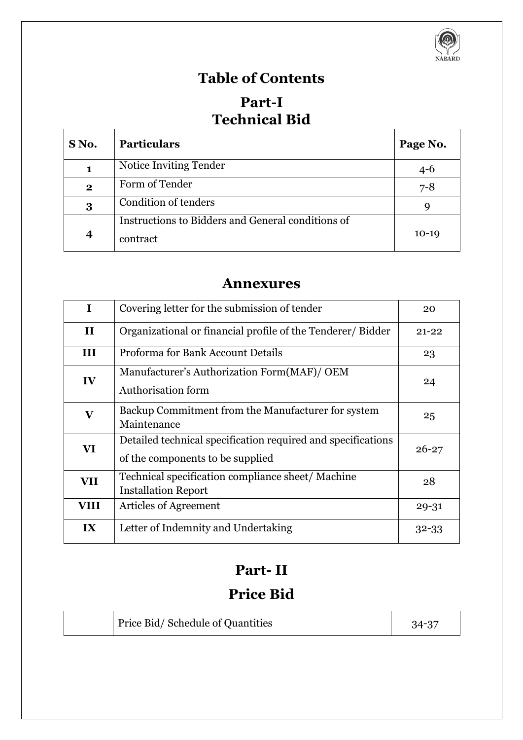# Table of Contents

## Part-I
## Technical Bid

| S No. | Particulars | Page No. |
|---|---|---|
| 1 | Notice Inviting Tender | 4-6 |
| 2 | Form of Tender | 7-8 |
| 3 | Condition of tenders | 9 |
| 4 | Instructions to Bidders and General conditions of contract | 10-19 |

## Annexures

| | | |
|---|---|---|
| I | Covering letter for the submission of tender | 20 |
| II | Organizational or financial profile of the Tenderer/ Bidder | 21-22 |
| III | Proforma for Bank Account Details | 23 |
| IV | Manufacturer's Authorization Form(MAF)/ OEM Authorisation form | 24 |
| V | Backup Commitment from the Manufacturer for system Maintenance | 25 |
| VI | Detailed technical specification required and specifications of the components to be supplied | 26-27 |
| VII | Technical specification compliance sheet/ Machine Installation Report | 28 |
| VIII | Articles of Agreement | 29-31 |
| IX | Letter of Indemnity and Undertaking | 32-33 |

## Part- II
## Price Bid

| | | |
|---|---|---|
| | Price Bid/ Schedule of Quantities | 34-37 |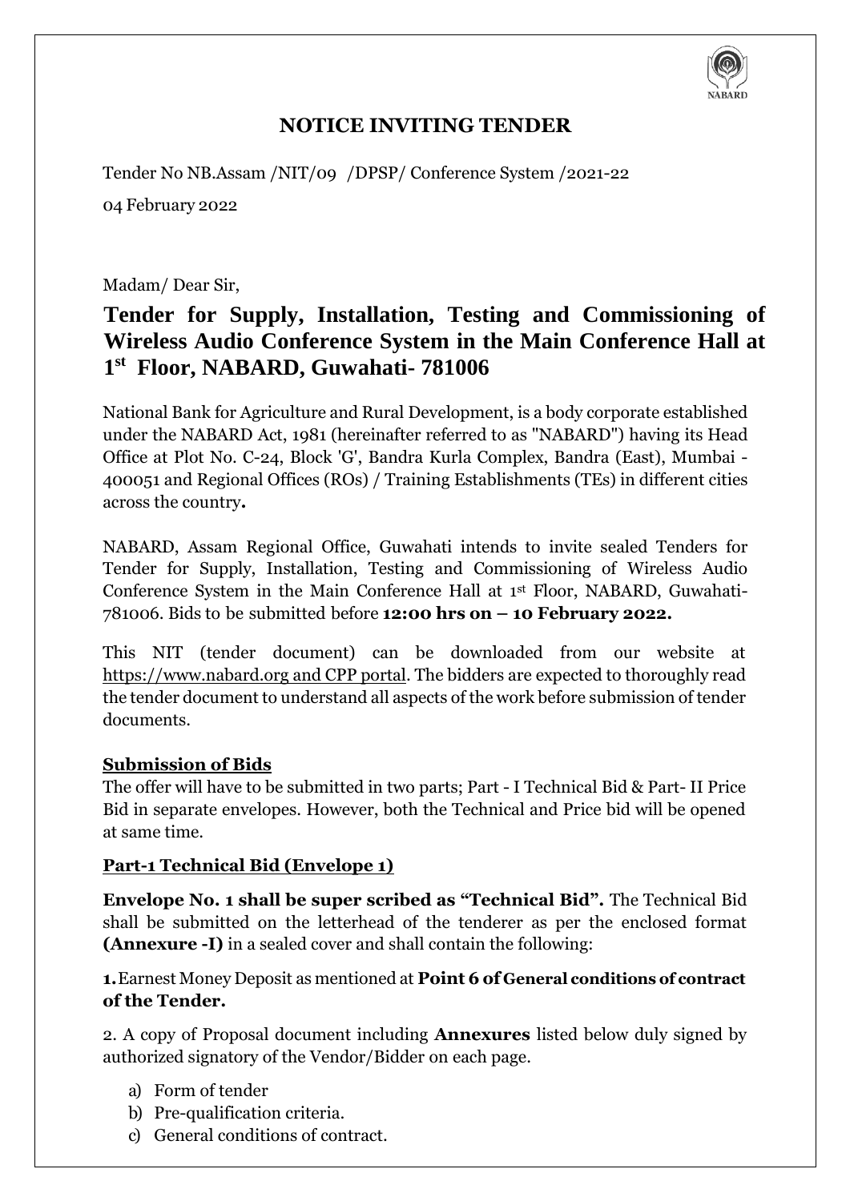# NOTICE INVITING TENDER

Tender No NB.Assam /NIT/09 /DPSP/ Conference System /2021-22

04 February 2022

Madam/ Dear Sir,

## Tender for Supply, Installation, Testing and Commissioning of Wireless Audio Conference System in the Main Conference Hall at 1st Floor, NABARD, Guwahati- 781006

National Bank for Agriculture and Rural Development, is a body corporate established under the NABARD Act, 1981 (hereinafter referred to as "NABARD") having its Head Office at Plot No. C-24, Block 'G', Bandra Kurla Complex, Bandra (East), Mumbai - 400051 and Regional Offices (ROs) / Training Establishments (TEs) in different cities across the country**.**

NABARD, Assam Regional Office, Guwahati intends to invite sealed Tenders for Tender for Supply, Installation, Testing and Commissioning of Wireless Audio Conference System in the Main Conference Hall at 1st Floor, NABARD, Guwahati-781006. Bids to be submitted before **12:00 hrs on – 10 February 2022.**

This NIT (tender document) can be downloaded from our website at https://www.nabard.org and CPP portal. The bidders are expected to thoroughly read the tender document to understand all aspects of the work before submission of tender documents.

**Submission of Bids**

The offer will have to be submitted in two parts; Part - I Technical Bid & Part- II Price Bid in separate envelopes. However, both the Technical and Price bid will be opened at same time.

**Part-1 Technical Bid (Envelope 1)**

**Envelope No. 1 shall be super scribed as "Technical Bid".** The Technical Bid shall be submitted on the letterhead of the tenderer as per the enclosed format **(Annexure -I)** in a sealed cover and shall contain the following:

**1.** Earnest Money Deposit as mentioned at **Point 6 of General conditions of contract of the Tender.**

2. A copy of Proposal document including **Annexures** listed below duly signed by authorized signatory of the Vendor/Bidder on each page.

a) Form of tender
b) Pre-qualification criteria.
c) General conditions of contract.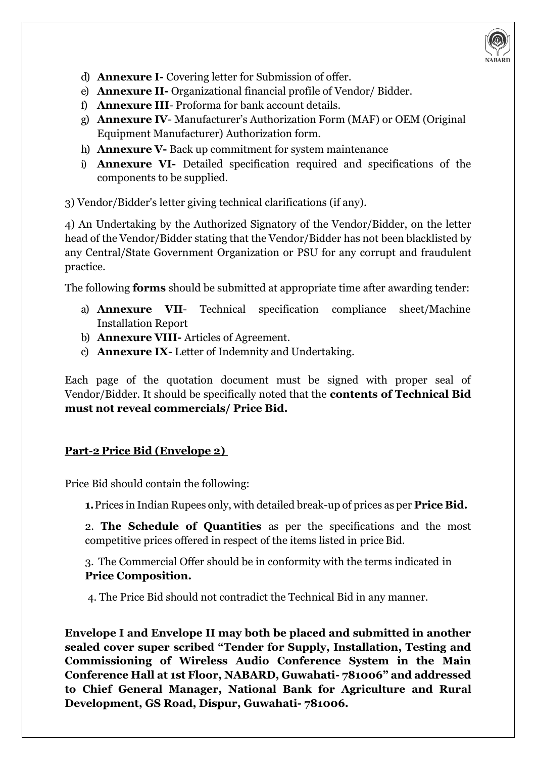d) **Annexure I-** Covering letter for Submission of offer.
e) **Annexure II-** Organizational financial profile of Vendor/ Bidder.
f) **Annexure III**- Proforma for bank account details.
g) **Annexure IV**- Manufacturer's Authorization Form (MAF) or OEM (Original Equipment Manufacturer) Authorization form.
h) **Annexure V-** Back up commitment for system maintenance
i) **Annexure VI-** Detailed specification required and specifications of the components to be supplied.

3) Vendor/Bidder's letter giving technical clarifications (if any).

4) An Undertaking by the Authorized Signatory of the Vendor/Bidder, on the letter head of the Vendor/Bidder stating that the Vendor/Bidder has not been blacklisted by any Central/State Government Organization or PSU for any corrupt and fraudulent practice.

The following **forms** should be submitted at appropriate time after awarding tender:

a) **Annexure VII**- Technical specification compliance sheet/Machine Installation Report
b) **Annexure VIII-** Articles of Agreement.
c) **Annexure IX**- Letter of Indemnity and Undertaking.

Each page of the quotation document must be signed with proper seal of Vendor/Bidder. It should be specifically noted that the **contents of Technical Bid must not reveal commercials/ Price Bid.**

**Part-2 Price Bid (Envelope 2)**

Price Bid should contain the following:

**1.** Prices in Indian Rupees only, with detailed break-up of prices as per **Price Bid.**

2. **The Schedule of Quantities** as per the specifications and the most competitive prices offered in respect of the items listed in price Bid.

3. The Commercial Offer should be in conformity with the terms indicated in **Price Composition.**

4. The Price Bid should not contradict the Technical Bid in any manner.

**Envelope I and Envelope II may both be placed and submitted in another sealed cover super scribed "Tender for Supply, Installation, Testing and Commissioning of Wireless Audio Conference System in the Main Conference Hall at 1st Floor, NABARD, Guwahati- 781006" and addressed to Chief General Manager, National Bank for Agriculture and Rural Development, GS Road, Dispur, Guwahati- 781006.**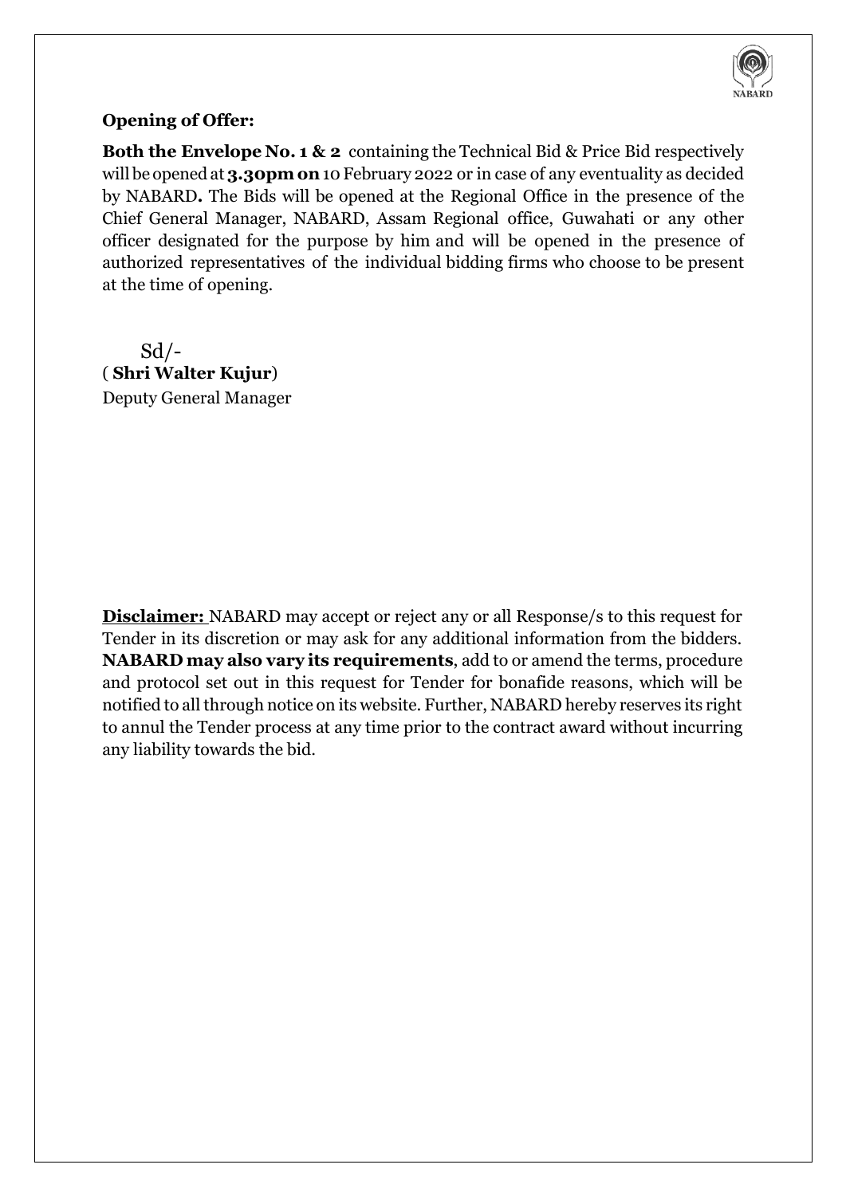**Opening of Offer:**

**Both the Envelope No. 1 & 2** containing the Technical Bid & Price Bid respectively will be opened at **3.30pm on** 10 February 2022 or in case of any eventuality as decided by NABARD**.** The Bids will be opened at the Regional Office in the presence of the Chief General Manager, NABARD, Assam Regional office, Guwahati or any other officer designated for the purpose by him and will be opened in the presence of authorized representatives of the individual bidding firms who choose to be present at the time of opening.

Sd/-
( **Shri Walter Kujur**)
Deputy General Manager

**Disclaimer:** NABARD may accept or reject any or all Response/s to this request for Tender in its discretion or may ask for any additional information from the bidders. **NABARD may also vary its requirements**, add to or amend the terms, procedure and protocol set out in this request for Tender for bonafide reasons, which will be notified to all through notice on its website. Further, NABARD hereby reserves its right to annul the Tender process at any time prior to the contract award without incurring any liability towards the bid.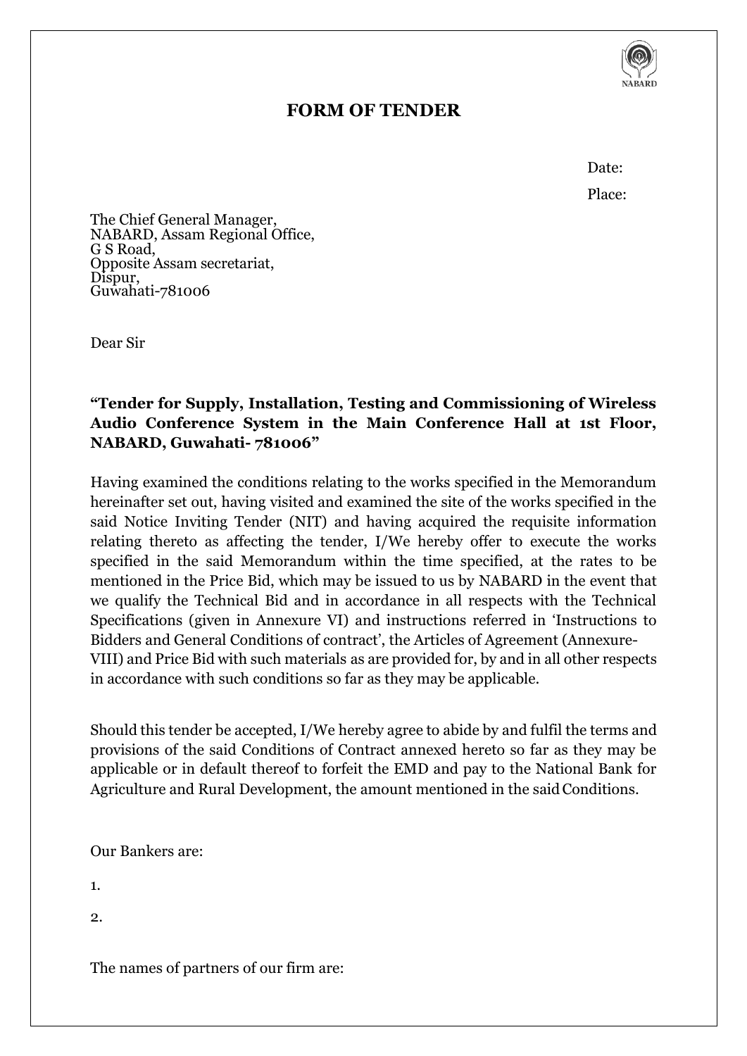# FORM OF TENDER

Date:

Place:

The Chief General Manager,
NABARD, Assam Regional Office,
G S Road,
Opposite Assam secretariat,
Dispur,
Guwahati-781006

Dear Sir

**"Tender for Supply, Installation, Testing and Commissioning of Wireless Audio Conference System in the Main Conference Hall at 1st Floor, NABARD, Guwahati- 781006"**

Having examined the conditions relating to the works specified in the Memorandum hereinafter set out, having visited and examined the site of the works specified in the said Notice Inviting Tender (NIT) and having acquired the requisite information relating thereto as affecting the tender, I/We hereby offer to execute the works specified in the said Memorandum within the time specified, at the rates to be mentioned in the Price Bid, which may be issued to us by NABARD in the event that we qualify the Technical Bid and in accordance in all respects with the Technical Specifications (given in Annexure VI) and instructions referred in 'Instructions to Bidders and General Conditions of contract', the Articles of Agreement (Annexure-VIII) and Price Bid with such materials as are provided for, by and in all other respects in accordance with such conditions so far as they may be applicable.

Should this tender be accepted, I/We hereby agree to abide by and fulfil the terms and provisions of the said Conditions of Contract annexed hereto so far as they may be applicable or in default thereof to forfeit the EMD and pay to the National Bank for Agriculture and Rural Development, the amount mentioned in the said Conditions.

Our Bankers are:

1.

2.

The names of partners of our firm are: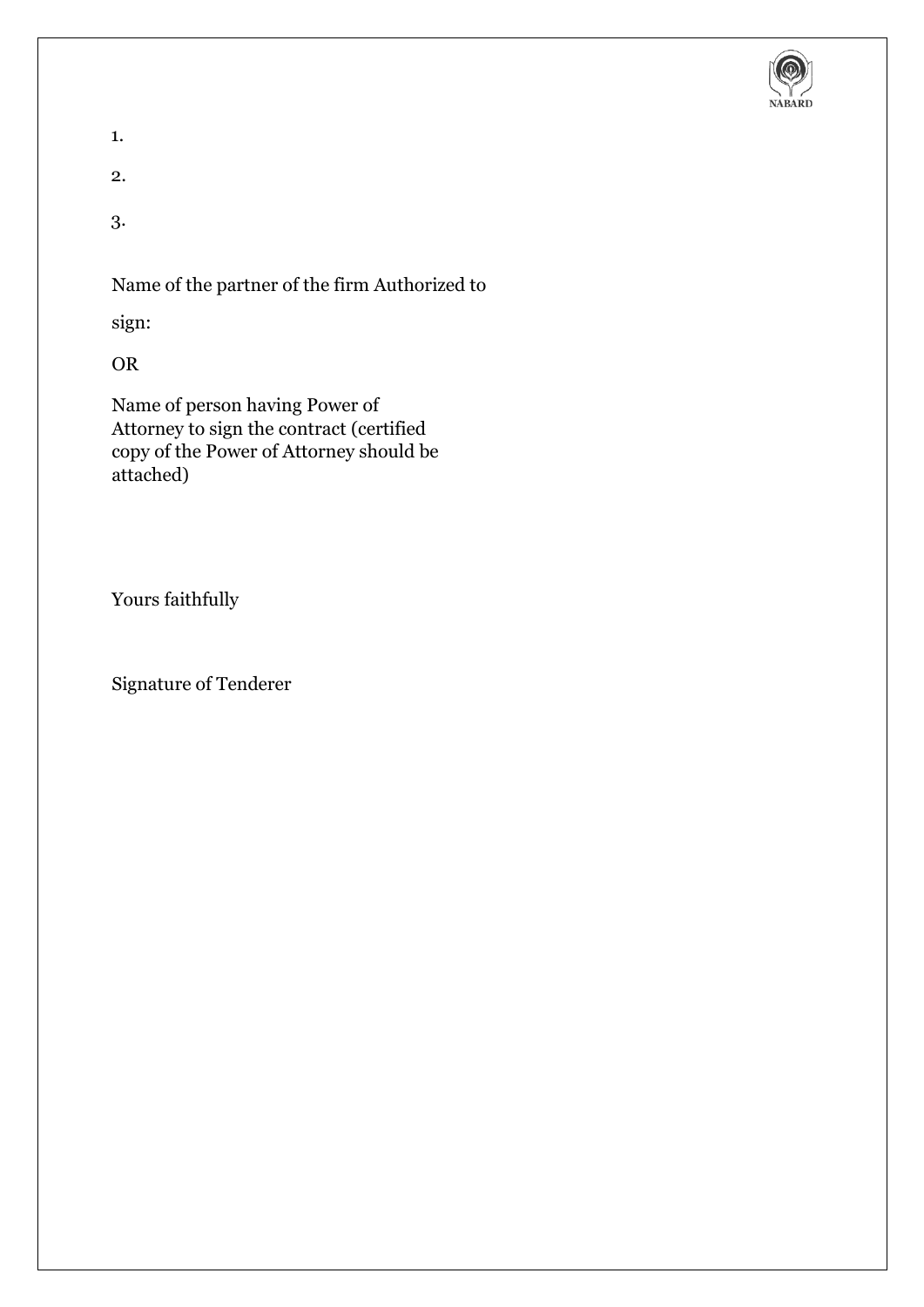1.

2.

3.

Name of the partner of the firm Authorized to sign:

OR

Name of person having Power of Attorney to sign the contract (certified copy of the Power of Attorney should be attached)

Yours faithfully

Signature of Tenderer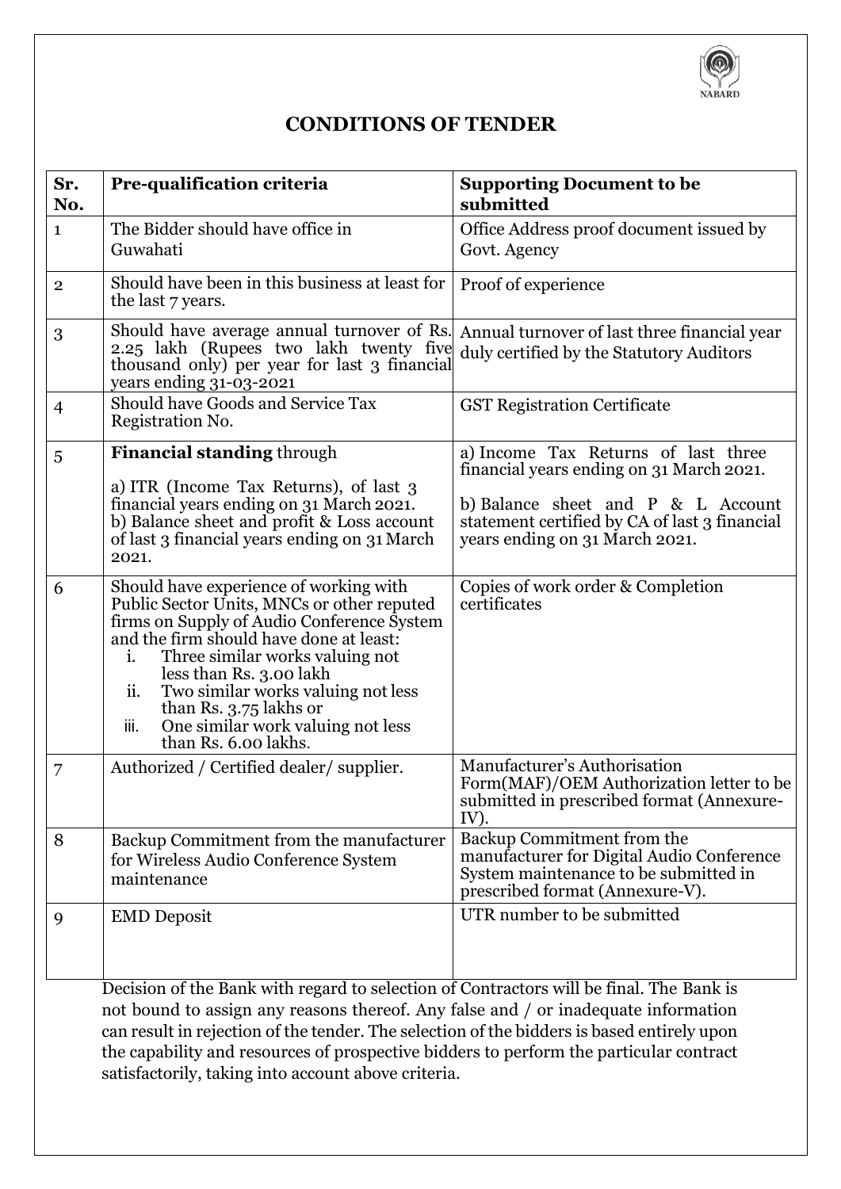## CONDITIONS OF TENDER

| Sr. No. | Pre-qualification criteria | Supporting Document to be submitted |
|---|---|---|
| 1 | The Bidder should have office in Guwahati | Office Address proof document issued by Govt. Agency |
| 2 | Should have been in this business at least for the last 7 years. | Proof of experience |
| 3 | Should have average annual turnover of Rs. 2.25 lakh (Rupees two lakh twenty five thousand only) per year for last 3 financial years ending 31-03-2021 | Annual turnover of last three financial year duly certified by the Statutory Auditors |
| 4 | Should have Goods and Service Tax Registration No. | GST Registration Certificate |
| 5 | **Financial standing** through<br><br>a) ITR (Income Tax Returns), of last 3 financial years ending on 31 March 2021.<br>b) Balance sheet and profit & Loss account of last 3 financial years ending on 31 March 2021. | a) Income Tax Returns of last three financial years ending on 31 March 2021.<br><br>b) Balance sheet and P & L Account statement certified by CA of last 3 financial years ending on 31 March 2021. |
| 6 | Should have experience of working with Public Sector Units, MNCs or other reputed firms on Supply of Audio Conference System and the firm should have done at least:<br>i. Three similar works valuing not less than Rs. 3.00 lakh<br>ii. Two similar works valuing not less than Rs. 3.75 lakhs or<br>iii. One similar work valuing not less than Rs. 6.00 lakhs. | Copies of work order & Completion certificates |
| 7 | Authorized / Certified dealer/ supplier. | Manufacturer's Authorisation Form(MAF)/OEM Authorization letter to be submitted in prescribed format (Annexure-IV). |
| 8 | Backup Commitment from the manufacturer for Wireless Audio Conference System maintenance | Backup Commitment from the manufacturer for Digital Audio Conference System maintenance to be submitted in prescribed format (Annexure-V). |
| 9 | EMD Deposit | UTR number to be submitted |

Decision of the Bank with regard to selection of Contractors will be final. The Bank is not bound to assign any reasons thereof. Any false and / or inadequate information can result in rejection of the tender. The selection of the bidders is based entirely upon the capability and resources of prospective bidders to perform the particular contract satisfactorily, taking into account above criteria.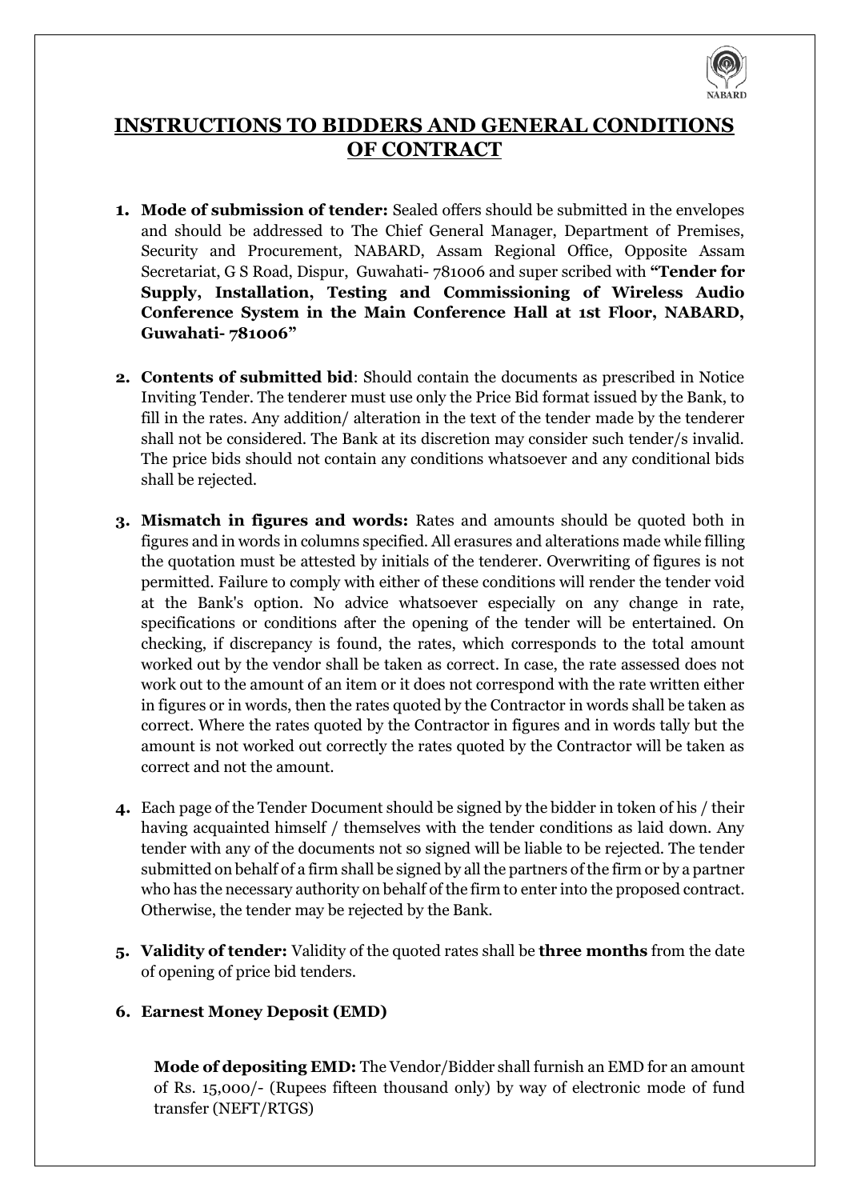# INSTRUCTIONS TO BIDDERS AND GENERAL CONDITIONS OF CONTRACT

1. **Mode of submission of tender:** Sealed offers should be submitted in the envelopes and should be addressed to The Chief General Manager, Department of Premises, Security and Procurement, NABARD, Assam Regional Office, Opposite Assam Secretariat, G S Road, Dispur, Guwahati- 781006 and super scribed with **"Tender for Supply, Installation, Testing and Commissioning of Wireless Audio Conference System in the Main Conference Hall at 1st Floor, NABARD, Guwahati- 781006"**

2. **Contents of submitted bid**: Should contain the documents as prescribed in Notice Inviting Tender. The tenderer must use only the Price Bid format issued by the Bank, to fill in the rates. Any addition/ alteration in the text of the tender made by the tenderer shall not be considered. The Bank at its discretion may consider such tender/s invalid. The price bids should not contain any conditions whatsoever and any conditional bids shall be rejected.

3. **Mismatch in figures and words:** Rates and amounts should be quoted both in figures and in words in columns specified. All erasures and alterations made while filling the quotation must be attested by initials of the tenderer. Overwriting of figures is not permitted. Failure to comply with either of these conditions will render the tender void at the Bank's option. No advice whatsoever especially on any change in rate, specifications or conditions after the opening of the tender will be entertained. On checking, if discrepancy is found, the rates, which corresponds to the total amount worked out by the vendor shall be taken as correct. In case, the rate assessed does not work out to the amount of an item or it does not correspond with the rate written either in figures or in words, then the rates quoted by the Contractor in words shall be taken as correct. Where the rates quoted by the Contractor in figures and in words tally but the amount is not worked out correctly the rates quoted by the Contractor will be taken as correct and not the amount.

4. Each page of the Tender Document should be signed by the bidder in token of his / their having acquainted himself / themselves with the tender conditions as laid down. Any tender with any of the documents not so signed will be liable to be rejected. The tender submitted on behalf of a firm shall be signed by all the partners of the firm or by a partner who has the necessary authority on behalf of the firm to enter into the proposed contract. Otherwise, the tender may be rejected by the Bank.

5. **Validity of tender:** Validity of the quoted rates shall be **three months** from the date of opening of price bid tenders.

6. **Earnest Money Deposit (EMD)**

   **Mode of depositing EMD:** The Vendor/Bidder shall furnish an EMD for an amount of Rs. 15,000/- (Rupees fifteen thousand only) by way of electronic mode of fund transfer (NEFT/RTGS)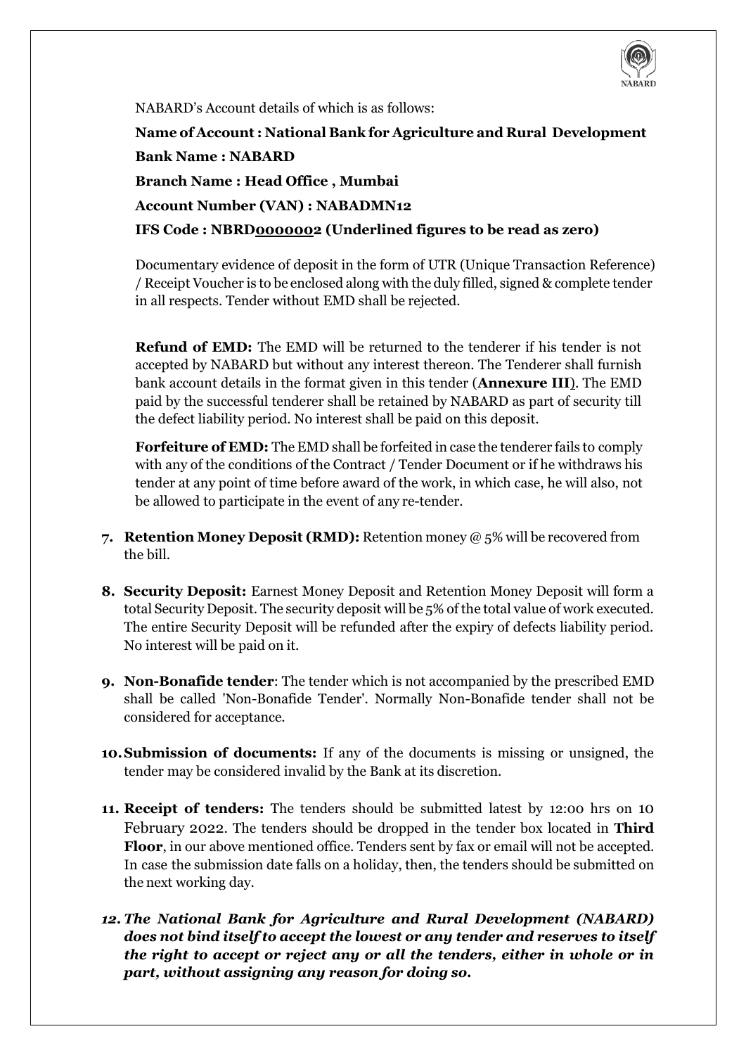NABARD's Account details of which is as follows:

**Name of Account : National Bank for Agriculture and Rural Development**

**Bank Name : NABARD**

**Branch Name : Head Office , Mumbai**

**Account Number (VAN) : NABADMN12**

**IFS Code : NBRD0000002 (Underlined figures to be read as zero)**

Documentary evidence of deposit in the form of UTR (Unique Transaction Reference) / Receipt Voucher is to be enclosed along with the duly filled, signed & complete tender in all respects. Tender without EMD shall be rejected.

**Refund of EMD:** The EMD will be returned to the tenderer if his tender is not accepted by NABARD but without any interest thereon. The Tenderer shall furnish bank account details in the format given in this tender (**Annexure III**). The EMD paid by the successful tenderer shall be retained by NABARD as part of security till the defect liability period. No interest shall be paid on this deposit.

**Forfeiture of EMD:** The EMD shall be forfeited in case the tenderer fails to comply with any of the conditions of the Contract / Tender Document or if he withdraws his tender at any point of time before award of the work, in which case, he will also, not be allowed to participate in the event of any re-tender.

7. **Retention Money Deposit (RMD):** Retention money @ 5% will be recovered from the bill.

8. **Security Deposit:** Earnest Money Deposit and Retention Money Deposit will form a total Security Deposit. The security deposit will be 5% of the total value of work executed. The entire Security Deposit will be refunded after the expiry of defects liability period. No interest will be paid on it.

9. **Non-Bonafide tender**: The tender which is not accompanied by the prescribed EMD shall be called 'Non-Bonafide Tender'. Normally Non-Bonafide tender shall not be considered for acceptance.

10. **Submission of documents:** If any of the documents is missing or unsigned, the tender may be considered invalid by the Bank at its discretion.

11. **Receipt of tenders:** The tenders should be submitted latest by 12:00 hrs on 10 February 2022. The tenders should be dropped in the tender box located in **Third Floor**, in our above mentioned office. Tenders sent by fax or email will not be accepted. In case the submission date falls on a holiday, then, the tenders should be submitted on the next working day.

12. ***The National Bank for Agriculture and Rural Development (NABARD) does not bind itself to accept the lowest or any tender and reserves to itself the right to accept or reject any or all the tenders, either in whole or in part, without assigning any reason for doing so.***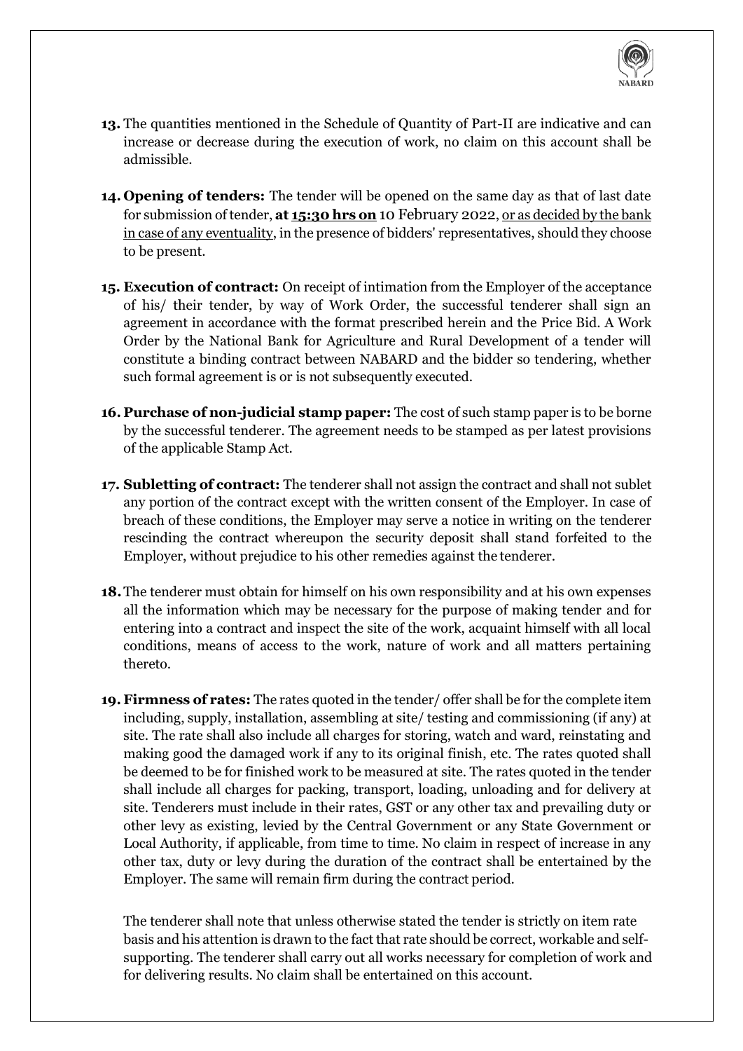**13.** The quantities mentioned in the Schedule of Quantity of Part-II are indicative and can increase or decrease during the execution of work, no claim on this account shall be admissible.

**14. Opening of tenders:** The tender will be opened on the same day as that of last date for submission of tender, **at 15:30 hrs on** 10 February 2022, or as decided by the bank in case of any eventuality, in the presence of bidders' representatives, should they choose to be present.

**15. Execution of contract:** On receipt of intimation from the Employer of the acceptance of his/ their tender, by way of Work Order, the successful tenderer shall sign an agreement in accordance with the format prescribed herein and the Price Bid. A Work Order by the National Bank for Agriculture and Rural Development of a tender will constitute a binding contract between NABARD and the bidder so tendering, whether such formal agreement is or is not subsequently executed.

**16. Purchase of non-judicial stamp paper:** The cost of such stamp paper is to be borne by the successful tenderer. The agreement needs to be stamped as per latest provisions of the applicable Stamp Act.

**17. Subletting of contract:** The tenderer shall not assign the contract and shall not sublet any portion of the contract except with the written consent of the Employer. In case of breach of these conditions, the Employer may serve a notice in writing on the tenderer rescinding the contract whereupon the security deposit shall stand forfeited to the Employer, without prejudice to his other remedies against the tenderer.

**18.** The tenderer must obtain for himself on his own responsibility and at his own expenses all the information which may be necessary for the purpose of making tender and for entering into a contract and inspect the site of the work, acquaint himself with all local conditions, means of access to the work, nature of work and all matters pertaining thereto.

**19. Firmness of rates:** The rates quoted in the tender/ offer shall be for the complete item including, supply, installation, assembling at site/ testing and commissioning (if any) at site. The rate shall also include all charges for storing, watch and ward, reinstating and making good the damaged work if any to its original finish, etc. The rates quoted shall be deemed to be for finished work to be measured at site. The rates quoted in the tender shall include all charges for packing, transport, loading, unloading and for delivery at site. Tenderers must include in their rates, GST or any other tax and prevailing duty or other levy as existing, levied by the Central Government or any State Government or Local Authority, if applicable, from time to time. No claim in respect of increase in any other tax, duty or levy during the duration of the contract shall be entertained by the Employer. The same will remain firm during the contract period.

The tenderer shall note that unless otherwise stated the tender is strictly on item rate basis and his attention is drawn to the fact that rate should be correct, workable and self-supporting. The tenderer shall carry out all works necessary for completion of work and for delivering results. No claim shall be entertained on this account.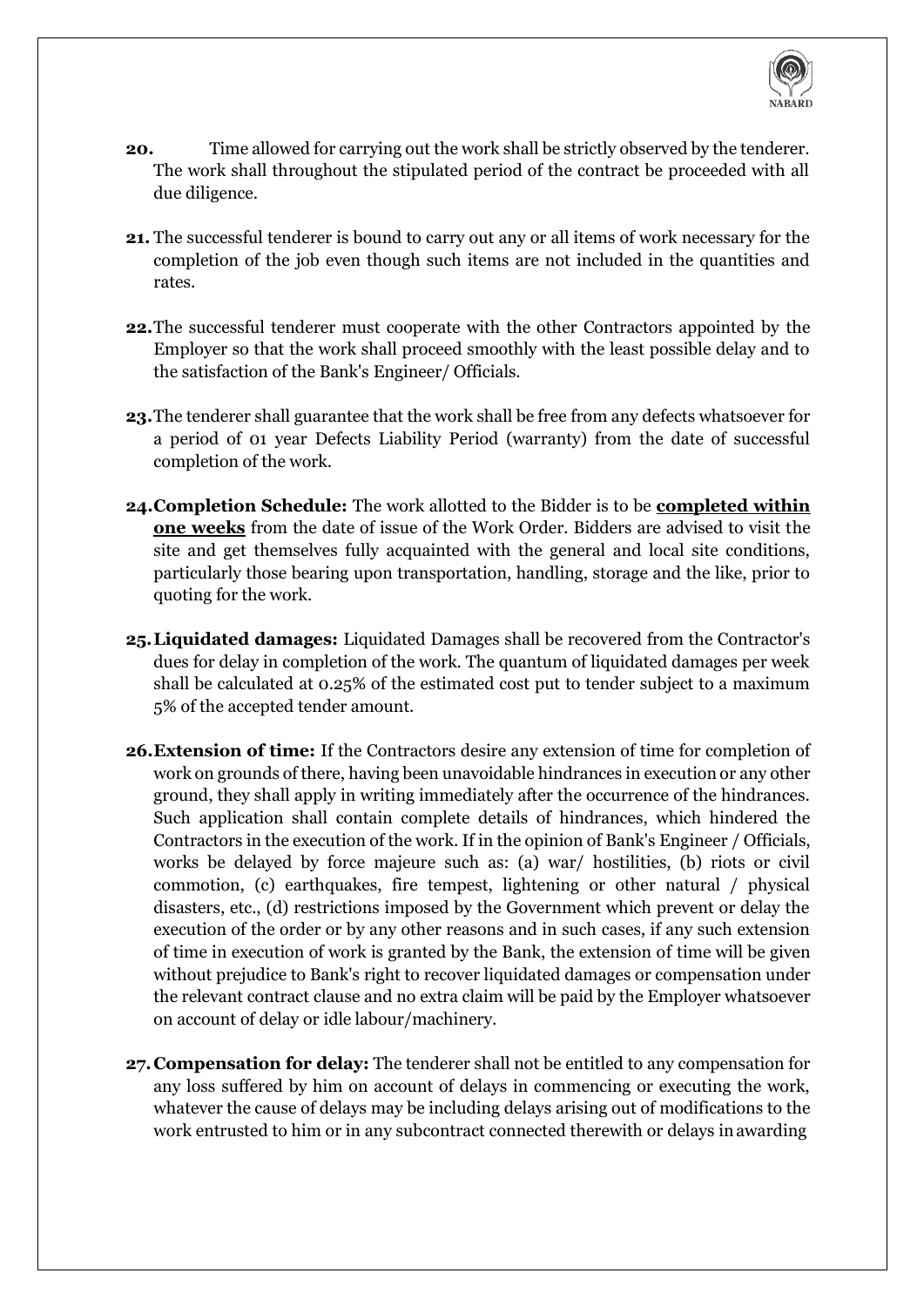**20.** Time allowed for carrying out the work shall be strictly observed by the tenderer. The work shall throughout the stipulated period of the contract be proceeded with all due diligence.

**21.** The successful tenderer is bound to carry out any or all items of work necessary for the completion of the job even though such items are not included in the quantities and rates.

**22.** The successful tenderer must cooperate with the other Contractors appointed by the Employer so that the work shall proceed smoothly with the least possible delay and to the satisfaction of the Bank's Engineer/ Officials.

**23.** The tenderer shall guarantee that the work shall be free from any defects whatsoever for a period of 01 year Defects Liability Period (warranty) from the date of successful completion of the work.

**24. Completion Schedule:** The work allotted to the Bidder is to be **completed within one weeks** from the date of issue of the Work Order. Bidders are advised to visit the site and get themselves fully acquainted with the general and local site conditions, particularly those bearing upon transportation, handling, storage and the like, prior to quoting for the work.

**25. Liquidated damages:** Liquidated Damages shall be recovered from the Contractor's dues for delay in completion of the work. The quantum of liquidated damages per week shall be calculated at 0.25% of the estimated cost put to tender subject to a maximum 5% of the accepted tender amount.

**26. Extension of time:** If the Contractors desire any extension of time for completion of work on grounds of there, having been unavoidable hindrances in execution or any other ground, they shall apply in writing immediately after the occurrence of the hindrances. Such application shall contain complete details of hindrances, which hindered the Contractors in the execution of the work. If in the opinion of Bank's Engineer / Officials, works be delayed by force majeure such as: (a) war/ hostilities, (b) riots or civil commotion, (c) earthquakes, fire tempest, lightening or other natural / physical disasters, etc., (d) restrictions imposed by the Government which prevent or delay the execution of the order or by any other reasons and in such cases, if any such extension of time in execution of work is granted by the Bank, the extension of time will be given without prejudice to Bank's right to recover liquidated damages or compensation under the relevant contract clause and no extra claim will be paid by the Employer whatsoever on account of delay or idle labour/machinery.

**27. Compensation for delay:** The tenderer shall not be entitled to any compensation for any loss suffered by him on account of delays in commencing or executing the work, whatever the cause of delays may be including delays arising out of modifications to the work entrusted to him or in any subcontract connected therewith or delays in awarding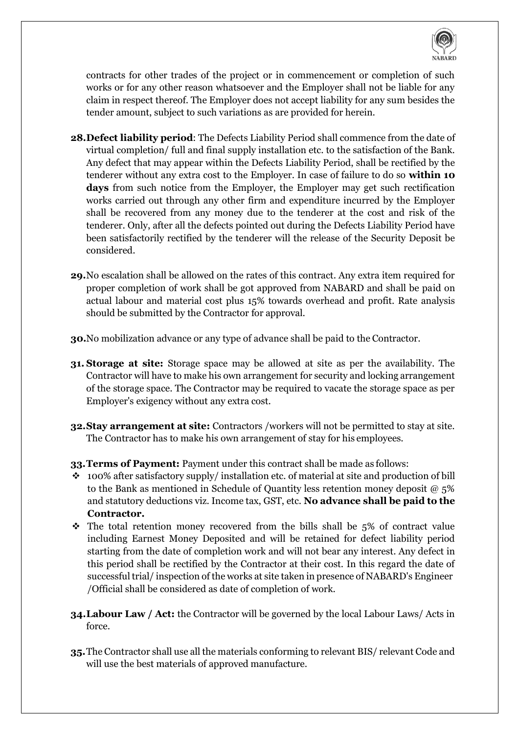contracts for other trades of the project or in commencement or completion of such works or for any other reason whatsoever and the Employer shall not be liable for any claim in respect thereof. The Employer does not accept liability for any sum besides the tender amount, subject to such variations as are provided for herein.

**28. Defect liability period**: The Defects Liability Period shall commence from the date of virtual completion/ full and final supply installation etc. to the satisfaction of the Bank. Any defect that may appear within the Defects Liability Period, shall be rectified by the tenderer without any extra cost to the Employer. In case of failure to do so **within 10 days** from such notice from the Employer, the Employer may get such rectification works carried out through any other firm and expenditure incurred by the Employer shall be recovered from any money due to the tenderer at the cost and risk of the tenderer. Only, after all the defects pointed out during the Defects Liability Period have been satisfactorily rectified by the tenderer will the release of the Security Deposit be considered.

**29.** No escalation shall be allowed on the rates of this contract. Any extra item required for proper completion of work shall be got approved from NABARD and shall be paid on actual labour and material cost plus 15% towards overhead and profit. Rate analysis should be submitted by the Contractor for approval.

**30.** No mobilization advance or any type of advance shall be paid to the Contractor.

**31. Storage at site:** Storage space may be allowed at site as per the availability. The Contractor will have to make his own arrangement for security and locking arrangement of the storage space. The Contractor may be required to vacate the storage space as per Employer's exigency without any extra cost.

**32. Stay arrangement at site:** Contractors /workers will not be permitted to stay at site. The Contractor has to make his own arrangement of stay for his employees.

**33. Terms of Payment:** Payment under this contract shall be made as follows:

- 100% after satisfactory supply/ installation etc. of material at site and production of bill to the Bank as mentioned in Schedule of Quantity less retention money deposit @ 5% and statutory deductions viz. Income tax, GST, etc. **No advance shall be paid to the Contractor.**
- The total retention money recovered from the bills shall be 5% of contract value including Earnest Money Deposited and will be retained for defect liability period starting from the date of completion work and will not bear any interest. Any defect in this period shall be rectified by the Contractor at their cost. In this regard the date of successful trial/ inspection of the works at site taken in presence of NABARD's Engineer /Official shall be considered as date of completion of work.

**34. Labour Law / Act:** the Contractor will be governed by the local Labour Laws/ Acts in force.

**35.** The Contractor shall use all the materials conforming to relevant BIS/ relevant Code and will use the best materials of approved manufacture.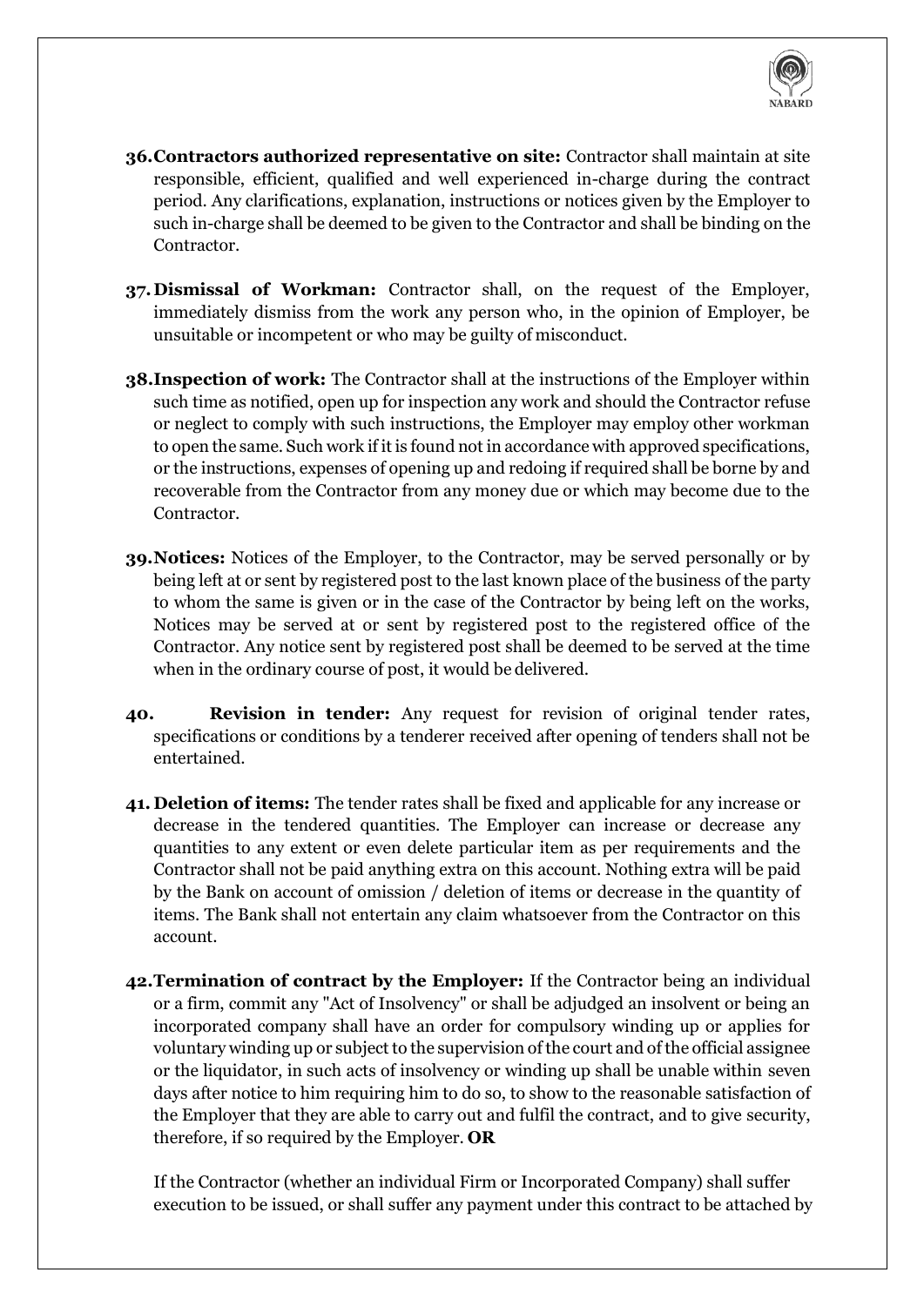36. **Contractors authorized representative on site:** Contractor shall maintain at site responsible, efficient, qualified and well experienced in-charge during the contract period. Any clarifications, explanation, instructions or notices given by the Employer to such in-charge shall be deemed to be given to the Contractor and shall be binding on the Contractor.

37. **Dismissal of Workman:** Contractor shall, on the request of the Employer, immediately dismiss from the work any person who, in the opinion of Employer, be unsuitable or incompetent or who may be guilty of misconduct.

38. **Inspection of work:** The Contractor shall at the instructions of the Employer within such time as notified, open up for inspection any work and should the Contractor refuse or neglect to comply with such instructions, the Employer may employ other workman to open the same. Such work if it is found not in accordance with approved specifications, or the instructions, expenses of opening up and redoing if required shall be borne by and recoverable from the Contractor from any money due or which may become due to the Contractor.

39. **Notices:** Notices of the Employer, to the Contractor, may be served personally or by being left at or sent by registered post to the last known place of the business of the party to whom the same is given or in the case of the Contractor by being left on the works, Notices may be served at or sent by registered post to the registered office of the Contractor. Any notice sent by registered post shall be deemed to be served at the time when in the ordinary course of post, it would be delivered.

40. **Revision in tender:** Any request for revision of original tender rates, specifications or conditions by a tenderer received after opening of tenders shall not be entertained.

41. **Deletion of items:** The tender rates shall be fixed and applicable for any increase or decrease in the tendered quantities. The Employer can increase or decrease any quantities to any extent or even delete particular item as per requirements and the Contractor shall not be paid anything extra on this account. Nothing extra will be paid by the Bank on account of omission / deletion of items or decrease in the quantity of items. The Bank shall not entertain any claim whatsoever from the Contractor on this account.

42. **Termination of contract by the Employer:** If the Contractor being an individual or a firm, commit any "Act of Insolvency" or shall be adjudged an insolvent or being an incorporated company shall have an order for compulsory winding up or applies for voluntary winding up or subject to the supervision of the court and of the official assignee or the liquidator, in such acts of insolvency or winding up shall be unable within seven days after notice to him requiring him to do so, to show to the reasonable satisfaction of the Employer that they are able to carry out and fulfil the contract, and to give security, therefore, if so required by the Employer. **OR**

    If the Contractor (whether an individual Firm or Incorporated Company) shall suffer execution to be issued, or shall suffer any payment under this contract to be attached by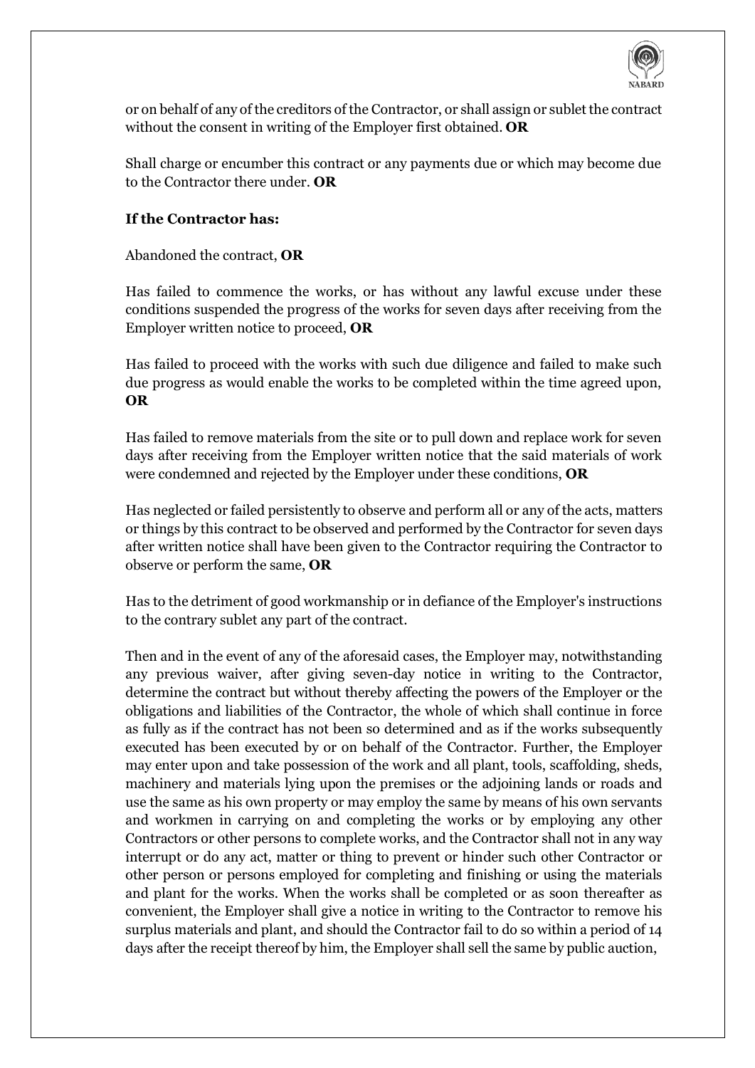or on behalf of any of the creditors of the Contractor, or shall assign or sublet the contract without the consent in writing of the Employer first obtained. **OR**

Shall charge or encumber this contract or any payments due or which may become due to the Contractor there under. **OR**

**If the Contractor has:**

Abandoned the contract, **OR**

Has failed to commence the works, or has without any lawful excuse under these conditions suspended the progress of the works for seven days after receiving from the Employer written notice to proceed, **OR**

Has failed to proceed with the works with such due diligence and failed to make such due progress as would enable the works to be completed within the time agreed upon, **OR**

Has failed to remove materials from the site or to pull down and replace work for seven days after receiving from the Employer written notice that the said materials of work were condemned and rejected by the Employer under these conditions, **OR**

Has neglected or failed persistently to observe and perform all or any of the acts, matters or things by this contract to be observed and performed by the Contractor for seven days after written notice shall have been given to the Contractor requiring the Contractor to observe or perform the same, **OR**

Has to the detriment of good workmanship or in defiance of the Employer's instructions to the contrary sublet any part of the contract.

Then and in the event of any of the aforesaid cases, the Employer may, notwithstanding any previous waiver, after giving seven-day notice in writing to the Contractor, determine the contract but without thereby affecting the powers of the Employer or the obligations and liabilities of the Contractor, the whole of which shall continue in force as fully as if the contract has not been so determined and as if the works subsequently executed has been executed by or on behalf of the Contractor. Further, the Employer may enter upon and take possession of the work and all plant, tools, scaffolding, sheds, machinery and materials lying upon the premises or the adjoining lands or roads and use the same as his own property or may employ the same by means of his own servants and workmen in carrying on and completing the works or by employing any other Contractors or other persons to complete works, and the Contractor shall not in any way interrupt or do any act, matter or thing to prevent or hinder such other Contractor or other person or persons employed for completing and finishing or using the materials and plant for the works. When the works shall be completed or as soon thereafter as convenient, the Employer shall give a notice in writing to the Contractor to remove his surplus materials and plant, and should the Contractor fail to do so within a period of 14 days after the receipt thereof by him, the Employer shall sell the same by public auction,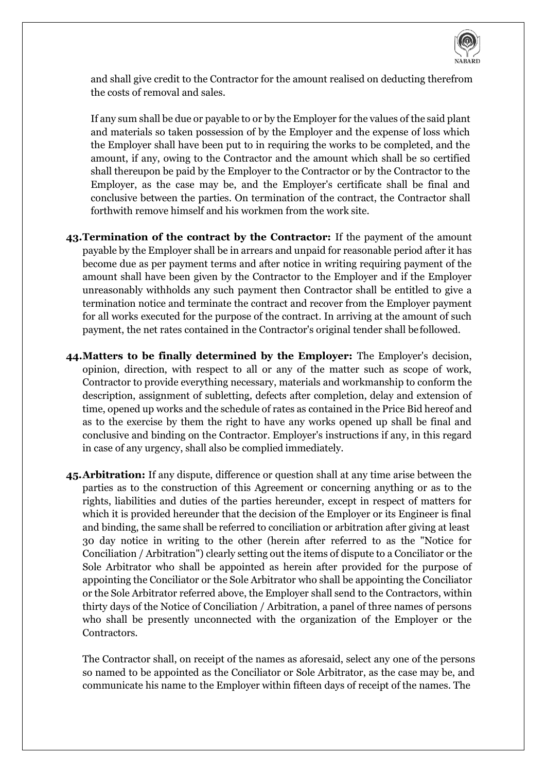and shall give credit to the Contractor for the amount realised on deducting therefrom the costs of removal and sales.

If any sum shall be due or payable to or by the Employer for the values of the said plant and materials so taken possession of by the Employer and the expense of loss which the Employer shall have been put to in requiring the works to be completed, and the amount, if any, owing to the Contractor and the amount which shall be so certified shall thereupon be paid by the Employer to the Contractor or by the Contractor to the Employer, as the case may be, and the Employer's certificate shall be final and conclusive between the parties. On termination of the contract, the Contractor shall forthwith remove himself and his workmen from the work site.

43. **Termination of the contract by the Contractor:** If the payment of the amount payable by the Employer shall be in arrears and unpaid for reasonable period after it has become due as per payment terms and after notice in writing requiring payment of the amount shall have been given by the Contractor to the Employer and if the Employer unreasonably withholds any such payment then Contractor shall be entitled to give a termination notice and terminate the contract and recover from the Employer payment for all works executed for the purpose of the contract. In arriving at the amount of such payment, the net rates contained in the Contractor's original tender shall be followed.

44. **Matters to be finally determined by the Employer:** The Employer's decision, opinion, direction, with respect to all or any of the matter such as scope of work, Contractor to provide everything necessary, materials and workmanship to conform the description, assignment of subletting, defects after completion, delay and extension of time, opened up works and the schedule of rates as contained in the Price Bid hereof and as to the exercise by them the right to have any works opened up shall be final and conclusive and binding on the Contractor. Employer's instructions if any, in this regard in case of any urgency, shall also be complied immediately.

45. **Arbitration:** If any dispute, difference or question shall at any time arise between the parties as to the construction of this Agreement or concerning anything or as to the rights, liabilities and duties of the parties hereunder, except in respect of matters for which it is provided hereunder that the decision of the Employer or its Engineer is final and binding, the same shall be referred to conciliation or arbitration after giving at least 30 day notice in writing to the other (herein after referred to as the "Notice for Conciliation / Arbitration") clearly setting out the items of dispute to a Conciliator or the Sole Arbitrator who shall be appointed as herein after provided for the purpose of appointing the Conciliator or the Sole Arbitrator who shall be appointing the Conciliator or the Sole Arbitrator referred above, the Employer shall send to the Contractors, within thirty days of the Notice of Conciliation / Arbitration, a panel of three names of persons who shall be presently unconnected with the organization of the Employer or the Contractors.

    The Contractor shall, on receipt of the names as aforesaid, select any one of the persons so named to be appointed as the Conciliator or Sole Arbitrator, as the case may be, and communicate his name to the Employer within fifteen days of receipt of the names. The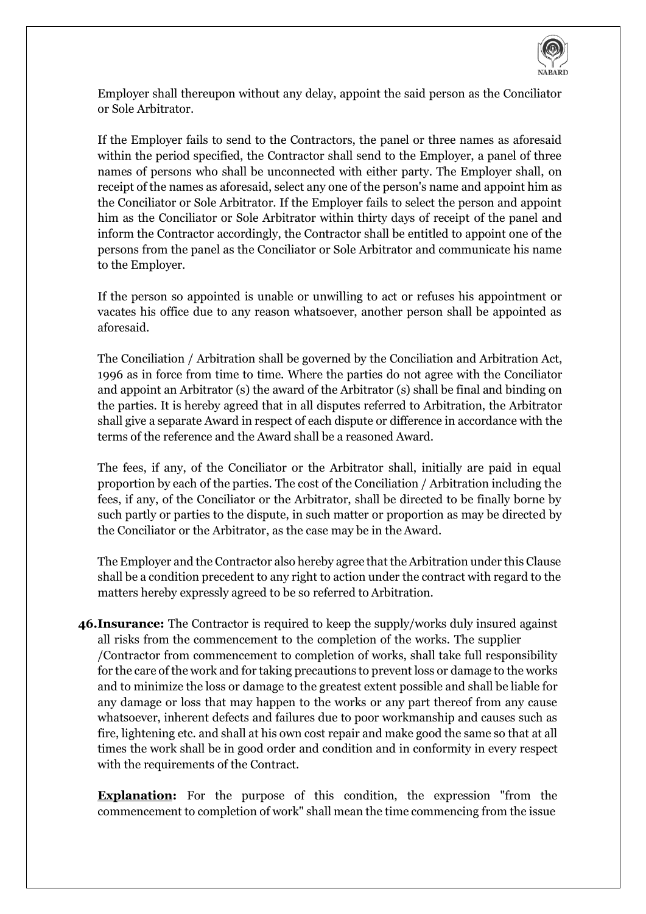Employer shall thereupon without any delay, appoint the said person as the Conciliator or Sole Arbitrator.

If the Employer fails to send to the Contractors, the panel or three names as aforesaid within the period specified, the Contractor shall send to the Employer, a panel of three names of persons who shall be unconnected with either party. The Employer shall, on receipt of the names as aforesaid, select any one of the person's name and appoint him as the Conciliator or Sole Arbitrator. If the Employer fails to select the person and appoint him as the Conciliator or Sole Arbitrator within thirty days of receipt of the panel and inform the Contractor accordingly, the Contractor shall be entitled to appoint one of the persons from the panel as the Conciliator or Sole Arbitrator and communicate his name to the Employer.

If the person so appointed is unable or unwilling to act or refuses his appointment or vacates his office due to any reason whatsoever, another person shall be appointed as aforesaid.

The Conciliation / Arbitration shall be governed by the Conciliation and Arbitration Act, 1996 as in force from time to time. Where the parties do not agree with the Conciliator and appoint an Arbitrator (s) the award of the Arbitrator (s) shall be final and binding on the parties. It is hereby agreed that in all disputes referred to Arbitration, the Arbitrator shall give a separate Award in respect of each dispute or difference in accordance with the terms of the reference and the Award shall be a reasoned Award.

The fees, if any, of the Conciliator or the Arbitrator shall, initially are paid in equal proportion by each of the parties. The cost of the Conciliation / Arbitration including the fees, if any, of the Conciliator or the Arbitrator, shall be directed to be finally borne by such partly or parties to the dispute, in such matter or proportion as may be directed by the Conciliator or the Arbitrator, as the case may be in the Award.

The Employer and the Contractor also hereby agree that the Arbitration under this Clause shall be a condition precedent to any right to action under the contract with regard to the matters hereby expressly agreed to be so referred to Arbitration.

**46. Insurance:** The Contractor is required to keep the supply/works duly insured against all risks from the commencement to the completion of the works. The supplier /Contractor from commencement to completion of works, shall take full responsibility for the care of the work and for taking precautions to prevent loss or damage to the works and to minimize the loss or damage to the greatest extent possible and shall be liable for any damage or loss that may happen to the works or any part thereof from any cause whatsoever, inherent defects and failures due to poor workmanship and causes such as fire, lightening etc. and shall at his own cost repair and make good the same so that at all times the work shall be in good order and condition and in conformity in every respect with the requirements of the Contract.

**Explanation:** For the purpose of this condition, the expression "from the commencement to completion of work" shall mean the time commencing from the issue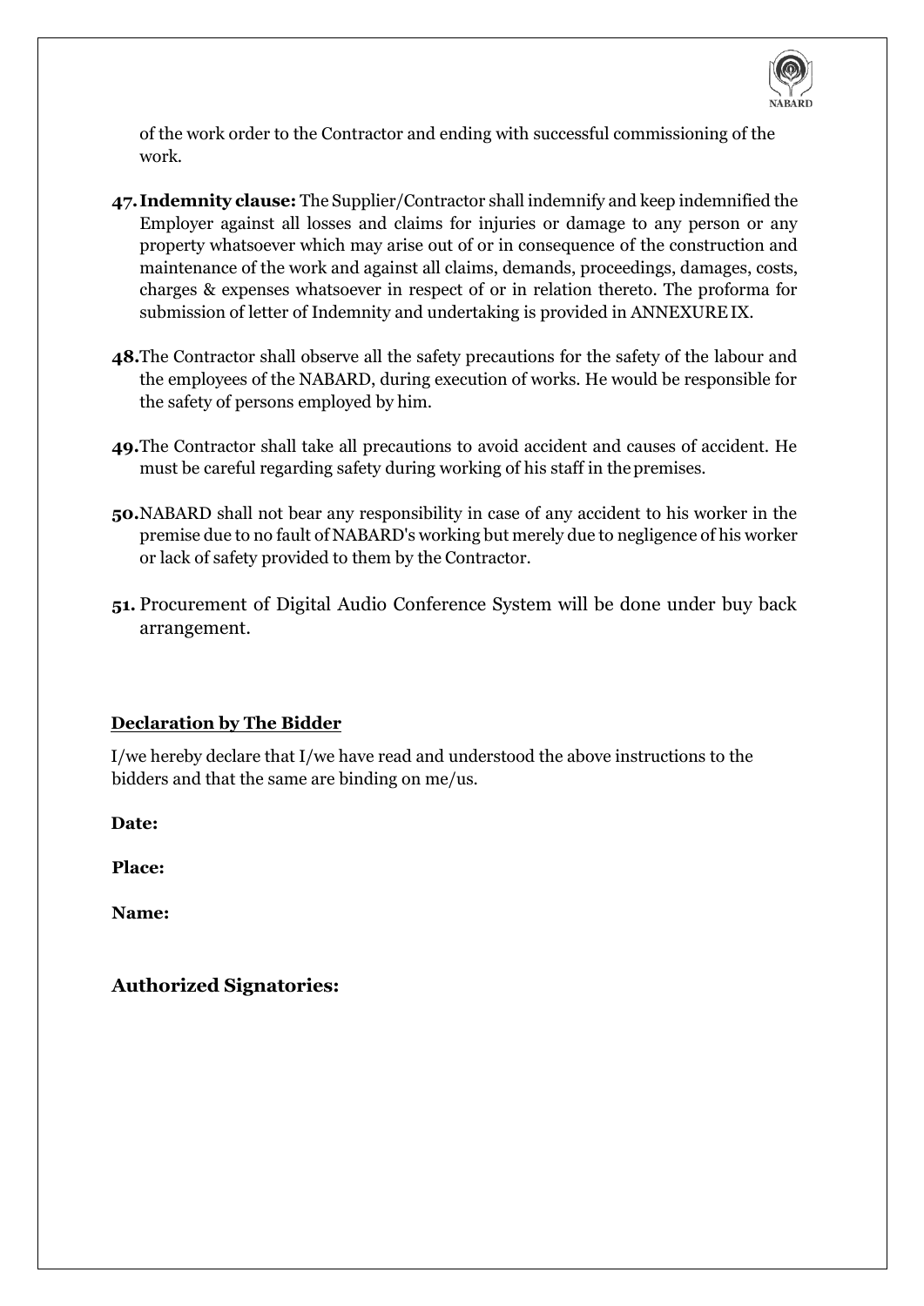of the work order to the Contractor and ending with successful commissioning of the work.

**47. Indemnity clause:** The Supplier/Contractor shall indemnify and keep indemnified the Employer against all losses and claims for injuries or damage to any person or any property whatsoever which may arise out of or in consequence of the construction and maintenance of the work and against all claims, demands, proceedings, damages, costs, charges & expenses whatsoever in respect of or in relation thereto. The proforma for submission of letter of Indemnity and undertaking is provided in ANNEXURE IX.

**48.** The Contractor shall observe all the safety precautions for the safety of the labour and the employees of the NABARD, during execution of works. He would be responsible for the safety of persons employed by him.

**49.** The Contractor shall take all precautions to avoid accident and causes of accident. He must be careful regarding safety during working of his staff in the premises.

**50.** NABARD shall not bear any responsibility in case of any accident to his worker in the premise due to no fault of NABARD's working but merely due to negligence of his worker or lack of safety provided to them by the Contractor.

**51.** Procurement of Digital Audio Conference System will be done under buy back arrangement.

**Declaration by The Bidder**

I/we hereby declare that I/we have read and understood the above instructions to the bidders and that the same are binding on me/us.

**Date:**

**Place:**

**Name:**

**Authorized Signatories:**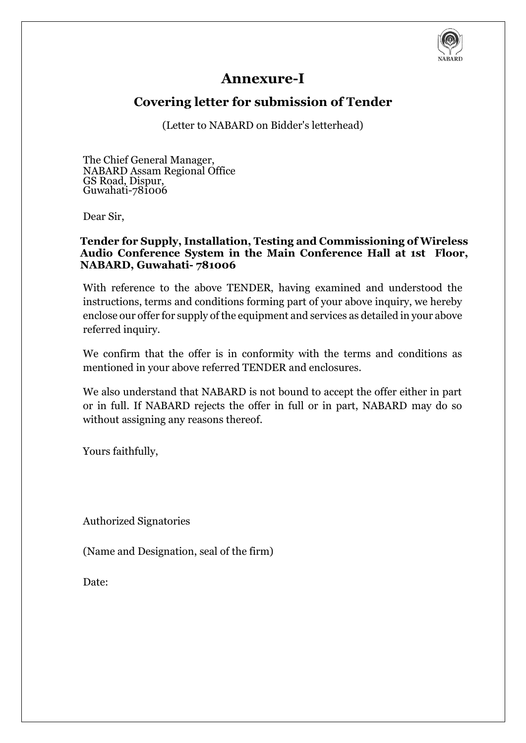# Annexure-I

## Covering letter for submission of Tender

(Letter to NABARD on Bidder's letterhead)

The Chief General Manager,
NABARD Assam Regional Office
GS Road, Dispur,
Guwahati-781006

Dear Sir,

**Tender for Supply, Installation, Testing and Commissioning of Wireless Audio Conference System in the Main Conference Hall at 1st Floor, NABARD, Guwahati- 781006**

With reference to the above TENDER, having examined and understood the instructions, terms and conditions forming part of your above inquiry, we hereby enclose our offer for supply of the equipment and services as detailed in your above referred inquiry.

We confirm that the offer is in conformity with the terms and conditions as mentioned in your above referred TENDER and enclosures.

We also understand that NABARD is not bound to accept the offer either in part or in full. If NABARD rejects the offer in full or in part, NABARD may do so without assigning any reasons thereof.

Yours faithfully,

Authorized Signatories

(Name and Designation, seal of the firm)

Date: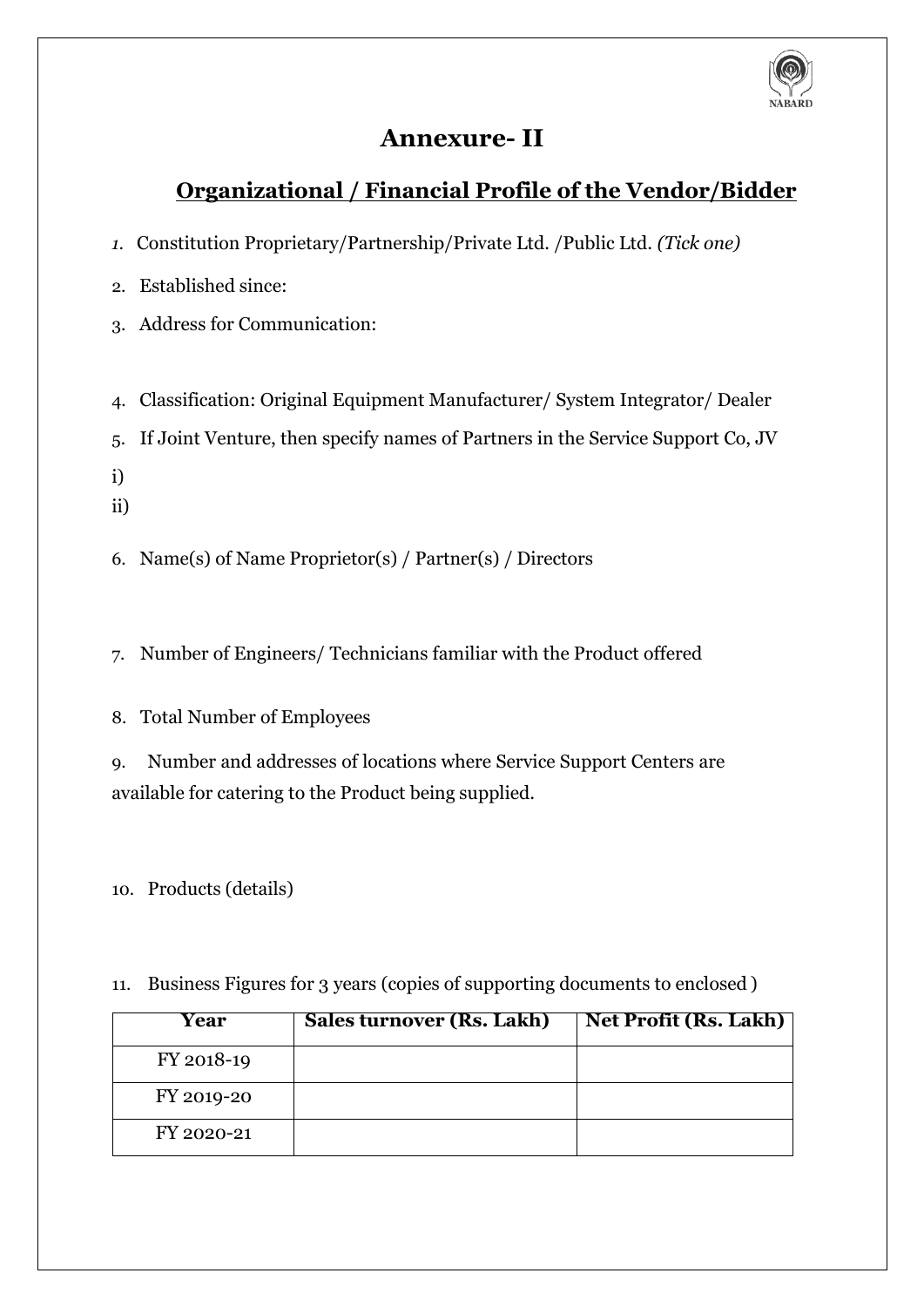## Annexure- II

## Organizational / Financial Profile of the Vendor/Bidder

1. Constitution Proprietary/Partnership/Private Ltd. /Public Ltd. *(Tick one)*
2. Established since:
3. Address for Communication:

4. Classification: Original Equipment Manufacturer/ System Integrator/ Dealer
5. If Joint Venture, then specify names of Partners in the Service Support Co, JV

i)

ii)

6. Name(s) of Name Proprietor(s) / Partner(s) / Directors

7. Number of Engineers/ Technicians familiar with the Product offered

8. Total Number of Employees

9. Number and addresses of locations where Service Support Centers are available for catering to the Product being supplied.

10. Products (details)

11. Business Figures for 3 years (copies of supporting documents to enclosed )

| Year | Sales turnover (Rs. Lakh) | Net Profit (Rs. Lakh) |
|---|---|---|
| FY 2018-19 | | |
| FY 2019-20 | | |
| FY 2020-21 | | |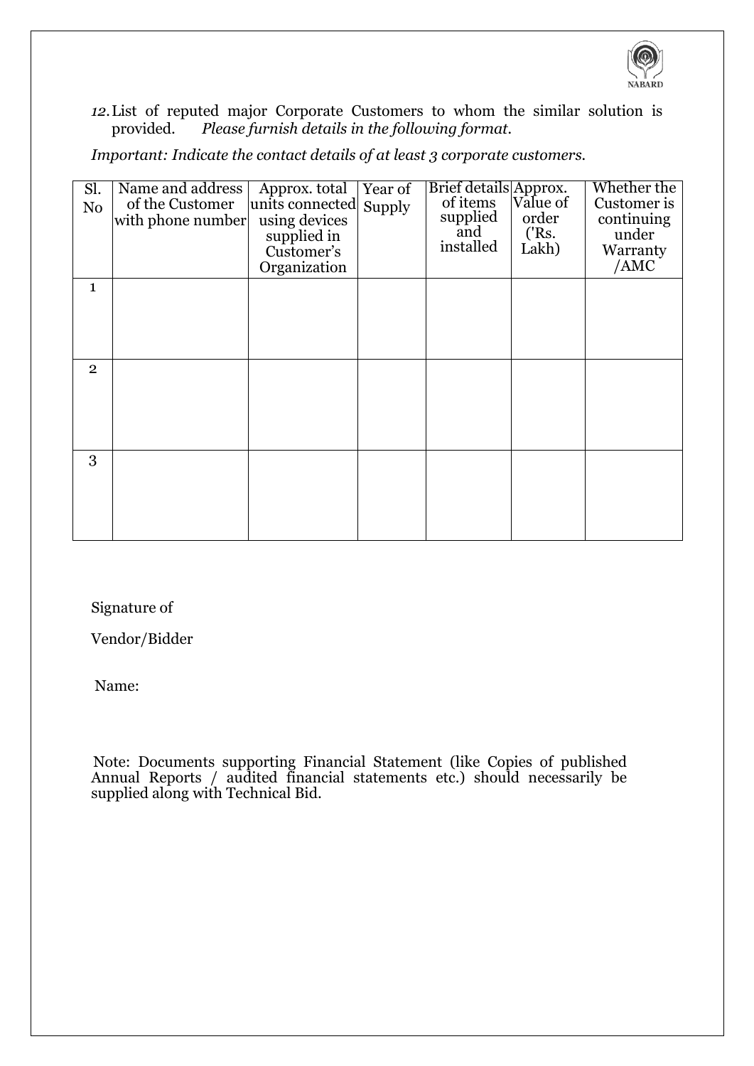*12.* List of reputed major Corporate Customers to whom the similar solution is provided. *Please furnish details in the following format.*

*Important: Indicate the contact details of at least 3 corporate customers.*

| Sl. No | Name and address of the Customer with phone number | Approx. total units connected using devices supplied in Customer's Organization | Year of Supply | Brief details of items supplied and installed | Approx. Value of order ('Rs. Lakh) | Whether the Customer is continuing under Warranty /AMC |
|---|---|---|---|---|---|---|
| 1 | | | | | | |
| 2 | | | | | | |
| 3 | | | | | | |

Signature of

Vendor/Bidder

Name:

Note: Documents supporting Financial Statement (like Copies of published Annual Reports / audited financial statements etc.) should necessarily be supplied along with Technical Bid.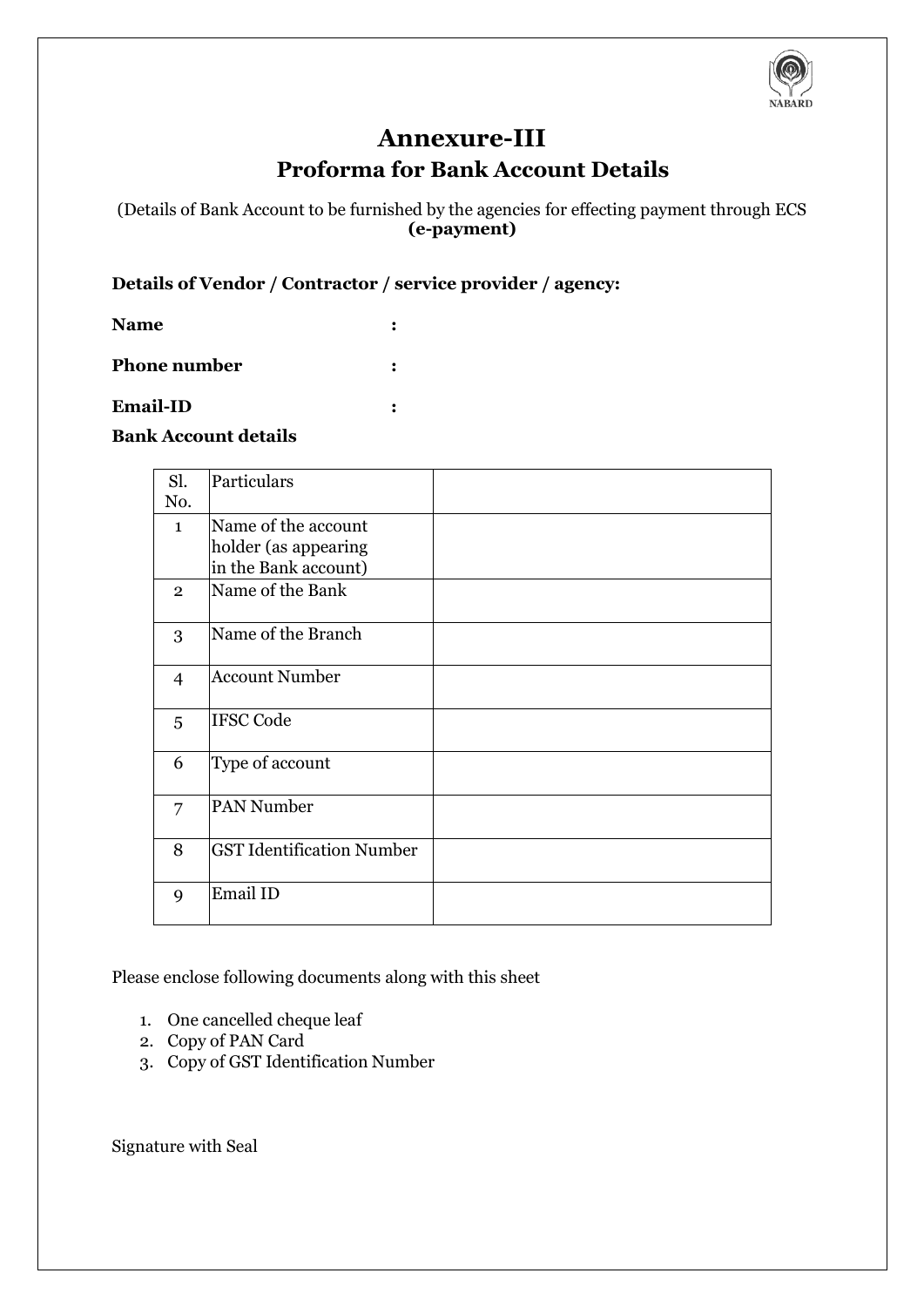# Annexure-III

## Proforma for Bank Account Details

(Details of Bank Account to be furnished by the agencies for effecting payment through ECS **(e-payment)**

**Details of Vendor / Contractor / service provider / agency:**

**Name** :

**Phone number** :

**Email-ID** :

**Bank Account details**

| Sl. No. | Particulars | |
|---|---|---|
| 1 | Name of the account holder (as appearing in the Bank account) | |
| 2 | Name of the Bank | |
| 3 | Name of the Branch | |
| 4 | Account Number | |
| 5 | IFSC Code | |
| 6 | Type of account | |
| 7 | PAN Number | |
| 8 | GST Identification Number | |
| 9 | Email ID | |

Please enclose following documents along with this sheet

1. One cancelled cheque leaf
2. Copy of PAN Card
3. Copy of GST Identification Number

Signature with Seal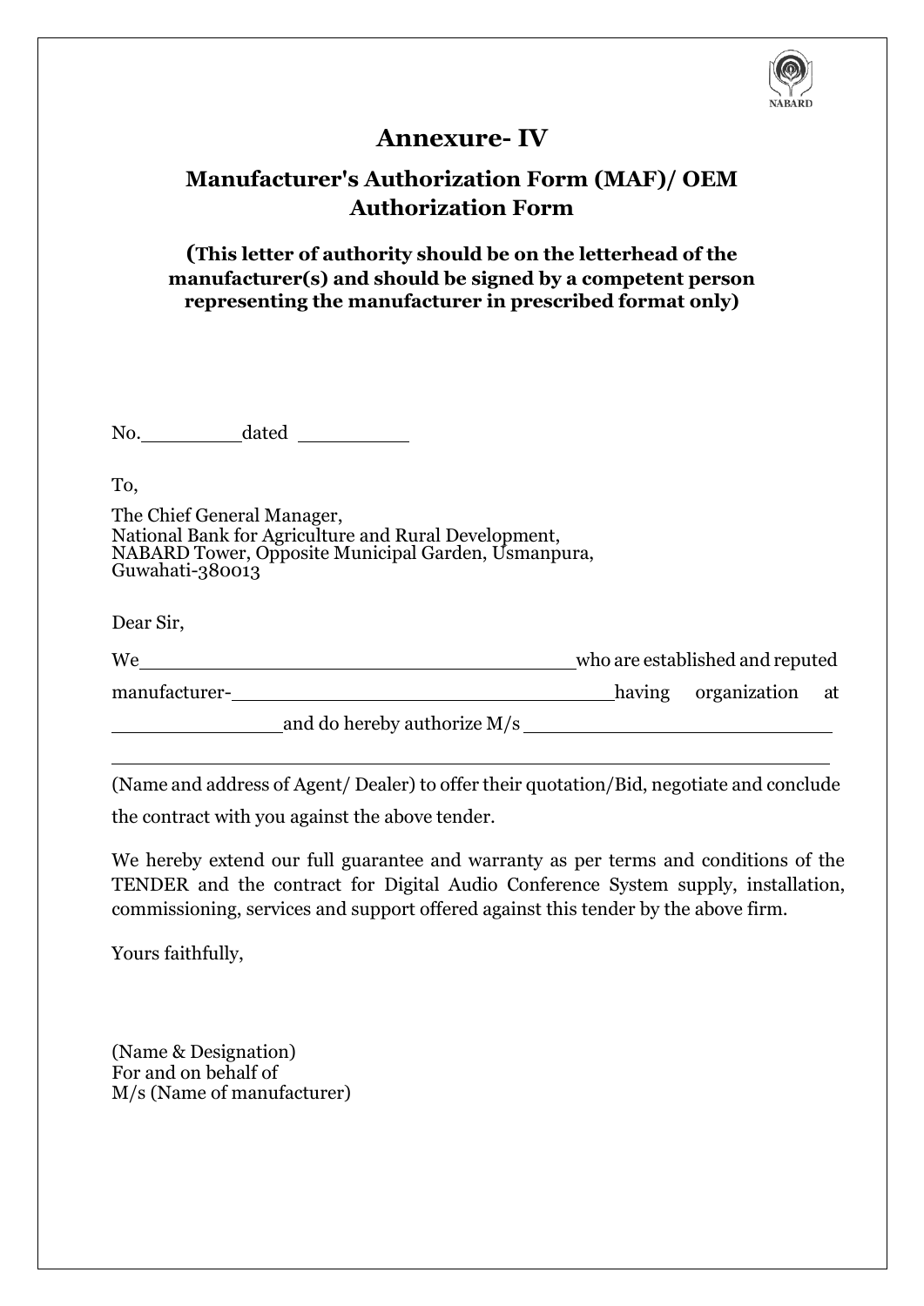# Annexure- IV

## Manufacturer's Authorization Form (MAF)/ OEM Authorization Form

**(This letter of authority should be on the letterhead of the manufacturer(s) and should be signed by a competent person representing the manufacturer in prescribed format only)**

No.__________dated __________

To,

The Chief General Manager,
National Bank for Agriculture and Rural Development,
NABARD Tower, Opposite Municipal Garden, Usmanpura,
Guwahati-380013

Dear Sir,

We________________________________________who are established and reputed manufacturer-__________________________________having organization at ________________and do hereby authorize M/s ____________________________
______________________________________________________________________

(Name and address of Agent/ Dealer) to offer their quotation/Bid, negotiate and conclude the contract with you against the above tender.

We hereby extend our full guarantee and warranty as per terms and conditions of the TENDER and the contract for Digital Audio Conference System supply, installation, commissioning, services and support offered against this tender by the above firm.

Yours faithfully,

(Name & Designation)
For and on behalf of
M/s (Name of manufacturer)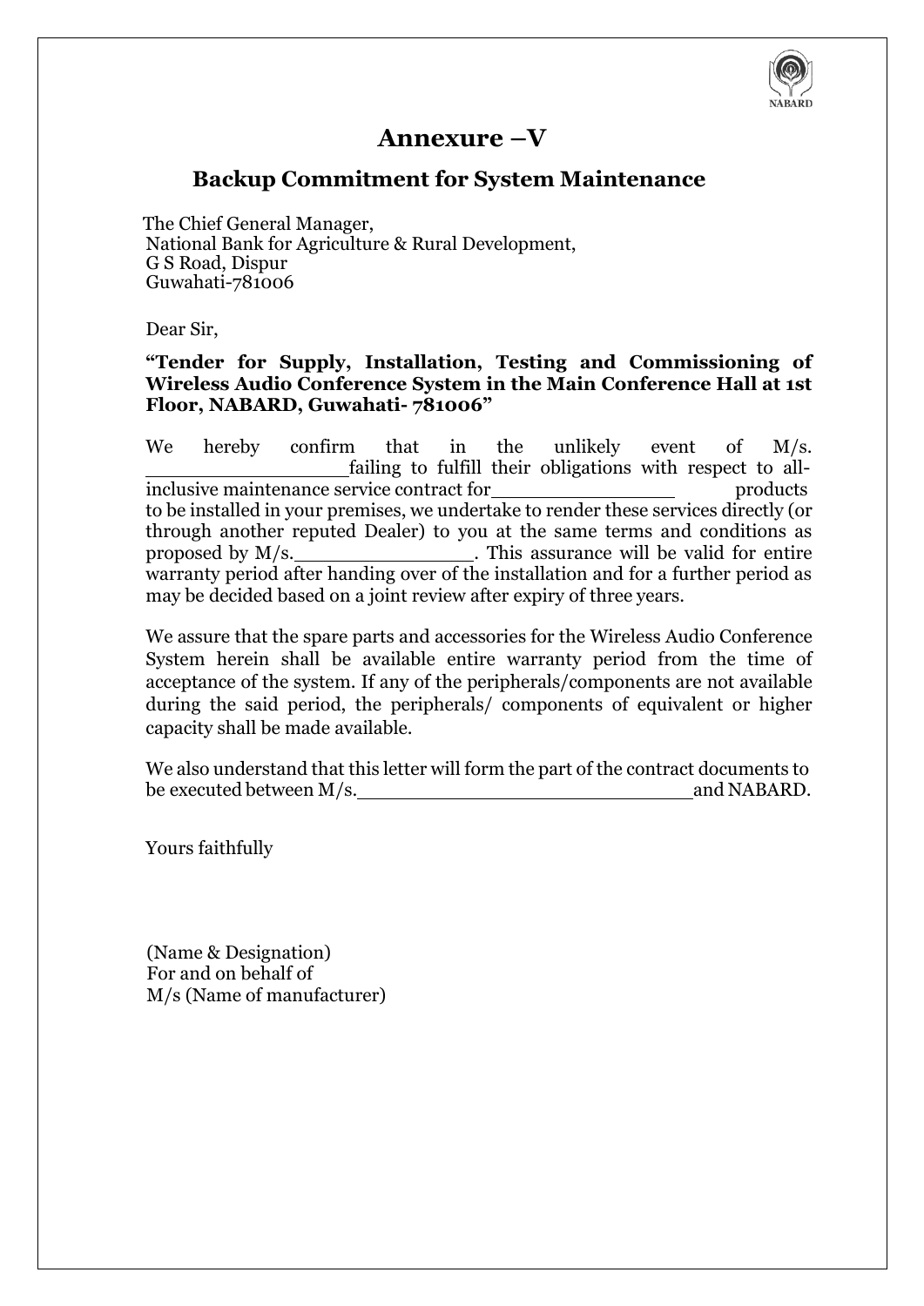# Annexure –V

## Backup Commitment for System Maintenance

The Chief General Manager,
National Bank for Agriculture & Rural Development,
G S Road, Dispur
Guwahati-781006

Dear Sir,

**"Tender for Supply, Installation, Testing and Commissioning of Wireless Audio Conference System in the Main Conference Hall at 1st Floor, NABARD, Guwahati- 781006"**

We hereby confirm that in the unlikely event of M/s. ________________ failing to fulfill their obligations with respect to all-inclusive maintenance service contract for ______________ products to be installed in your premises, we undertake to render these services directly (or through another reputed Dealer) to you at the same terms and conditions as proposed by M/s.______________. This assurance will be valid for entire warranty period after handing over of the installation and for a further period as may be decided based on a joint review after expiry of three years.

We assure that the spare parts and accessories for the Wireless Audio Conference System herein shall be available entire warranty period from the time of acceptance of the system. If any of the peripherals/components are not available during the said period, the peripherals/ components of equivalent or higher capacity shall be made available.

We also understand that this letter will form the part of the contract documents to be executed between M/s.__________________________ and NABARD.

Yours faithfully

(Name & Designation)
For and on behalf of
M/s (Name of manufacturer)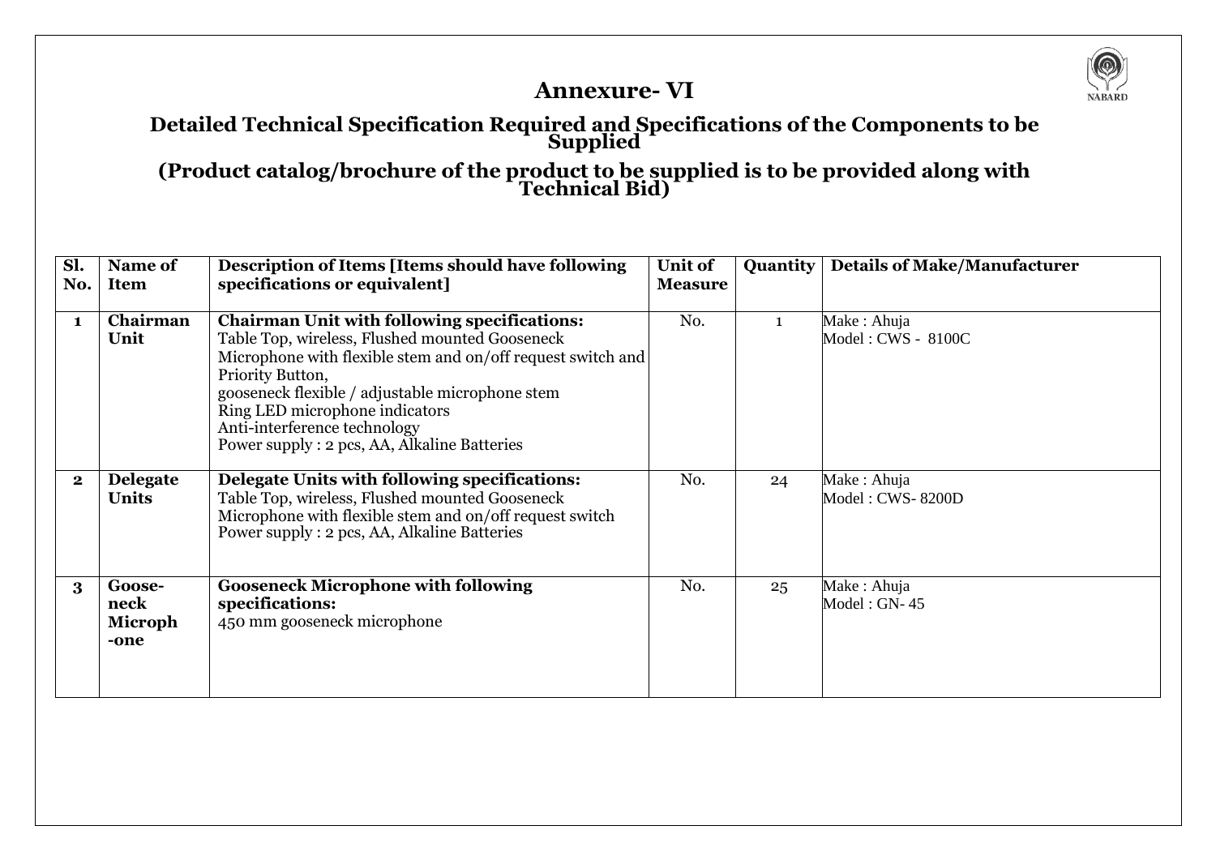# Annexure- VI

## Detailed Technical Specification Required and Specifications of the Components to be Supplied

## (Product catalog/brochure of the product to be supplied is to be provided along with Technical Bid)

| Sl. No. | Name of Item | Description of Items [Items should have following specifications or equivalent] | Unit of Measure | Quantity | Details of Make/Manufacturer |
|---|---|---|---|---|---|
| 1 | **Chairman Unit** | **Chairman Unit with following specifications:**<br>Table Top, wireless, Flushed mounted Gooseneck Microphone with flexible stem and on/off request switch and Priority Button,<br>gooseneck flexible / adjustable microphone stem<br>Ring LED microphone indicators<br>Anti-interference technology<br>Power supply : 2 pcs, AA, Alkaline Batteries | No. | 1 | Make : Ahuja<br>Model : CWS - 8100C |
| 2 | **Delegate Units** | **Delegate Units with following specifications:**<br>Table Top, wireless, Flushed mounted Gooseneck Microphone with flexible stem and on/off request switch<br>Power supply : 2 pcs, AA, Alkaline Batteries | No. | 24 | Make : Ahuja<br>Model : CWS- 8200D |
| 3 | **Goose-neck Microph-one** | **Gooseneck Microphone with following specifications:**<br>450 mm gooseneck microphone | No. | 25 | Make : Ahuja<br>Model : GN- 45 |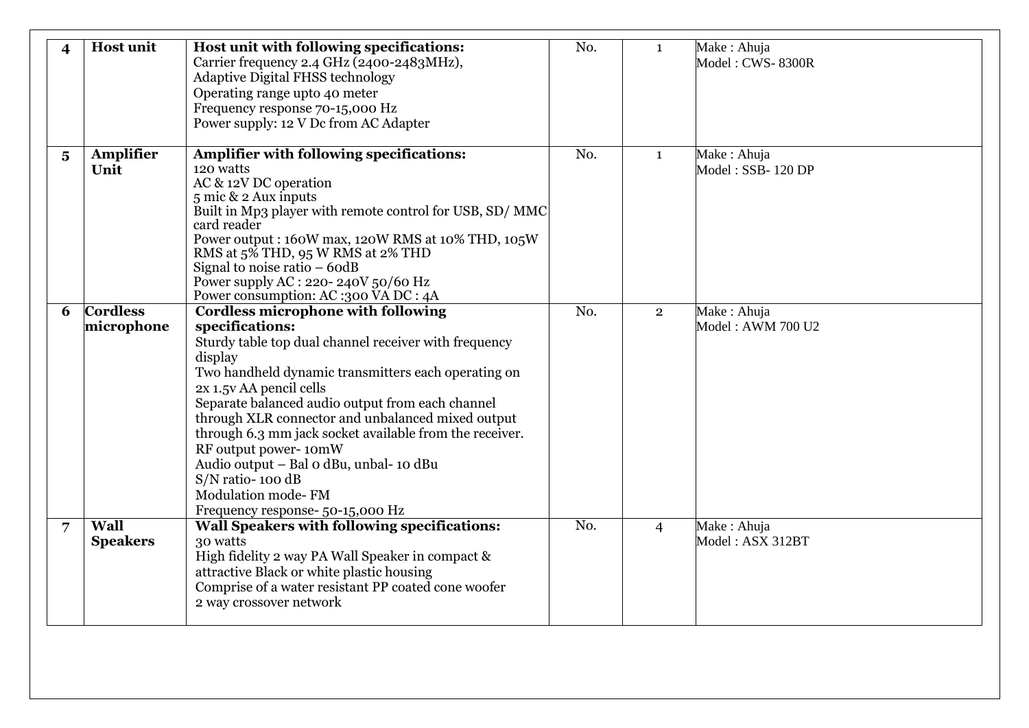| 4 | **Host unit** | **Host unit with following specifications:**<br>Carrier frequency 2.4 GHz (2400-2483MHz),<br>Adaptive Digital FHSS technology<br>Operating range upto 40 meter<br>Frequency response 70-15,000 Hz<br>Power supply: 12 V Dc from AC Adapter | No. | 1 | Make : Ahuja<br>Model : CWS- 8300R |
|---|---|---|---|---|---|
| 5 | **Amplifier Unit** | **Amplifier with following specifications:**<br>120 watts<br>AC & 12V DC operation<br>5 mic & 2 Aux inputs<br>Built in Mp3 player with remote control for USB, SD/ MMC card reader<br>Power output : 160W max, 120W RMS at 10% THD, 105W RMS at 5% THD, 95 W RMS at 2% THD<br>Signal to noise ratio – 60dB<br>Power supply AC : 220- 240V 50/60 Hz<br>Power consumption: AC :300 VA DC : 4A | No. | 1 | Make : Ahuja<br>Model : SSB- 120 DP |
| 6 | **Cordless microphone** | **Cordless microphone with following specifications:**<br>Sturdy table top dual channel receiver with frequency display<br>Two handheld dynamic transmitters each operating on 2x 1.5v AA pencil cells<br>Separate balanced audio output from each channel through XLR connector and unbalanced mixed output through 6.3 mm jack socket available from the receiver.<br>RF output power- 10mW<br>Audio output – Bal 0 dBu, unbal- 10 dBu<br>S/N ratio- 100 dB<br>Modulation mode- FM<br>Frequency response- 50-15,000 Hz | No. | 2 | Make : Ahuja<br>Model : AWM 700 U2 |
| 7 | **Wall Speakers** | **Wall Speakers with following specifications:**<br>30 watts<br>High fidelity 2 way PA Wall Speaker in compact & attractive Black or white plastic housing<br>Comprise of a water resistant PP coated cone woofer<br>2 way crossover network | No. | 4 | Make : Ahuja<br>Model : ASX 312BT |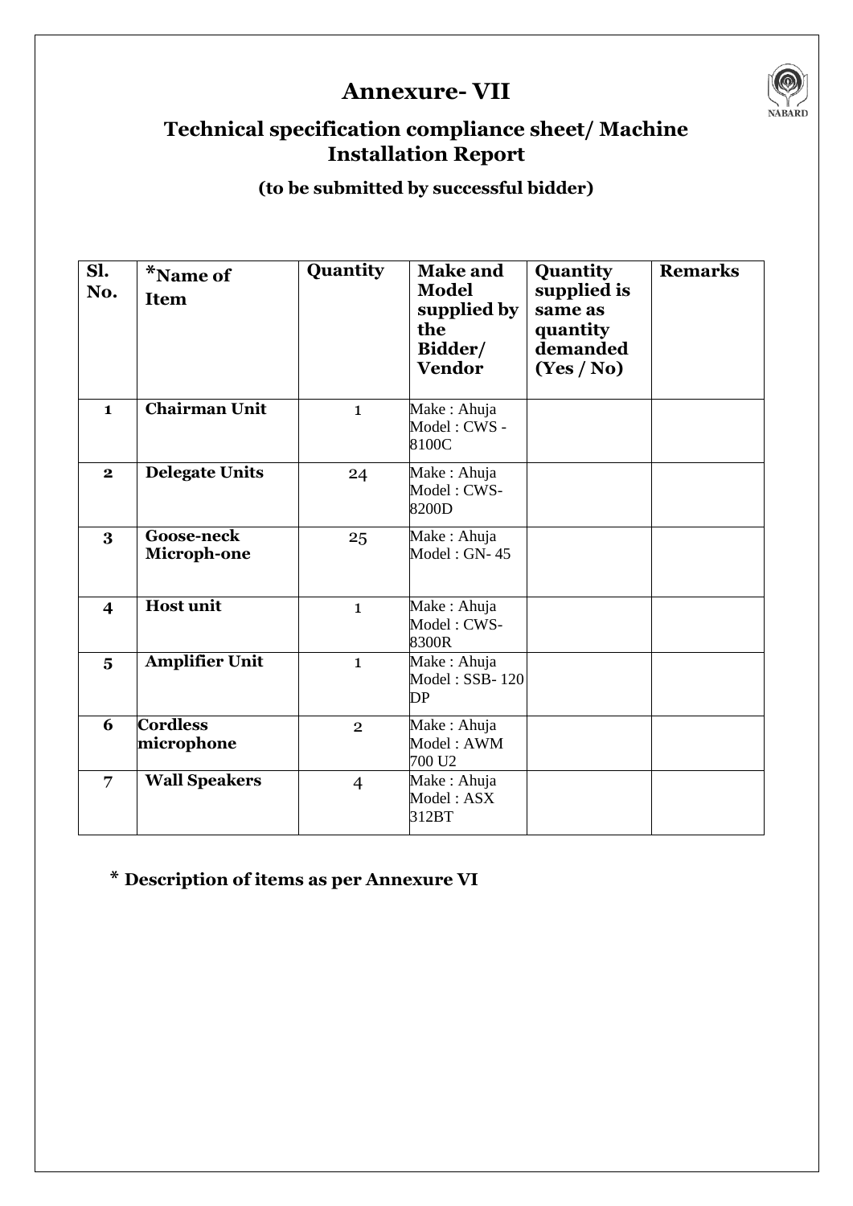# Annexure- VII

## Technical specification compliance sheet/ Machine Installation Report

**(to be submitted by successful bidder)**

| Sl. No. | *Name of Item | Quantity | Make and Model supplied by the Bidder/ Vendor | Quantity supplied is same as quantity demanded (Yes / No) | Remarks |
|---|---|---|---|---|---|
| 1 | **Chairman Unit** | 1 | Make : Ahuja Model : CWS - 8100C | | |
| 2 | **Delegate Units** | 24 | Make : Ahuja Model : CWS-8200D | | |
| 3 | **Goose-neck Microph-one** | 25 | Make : Ahuja Model : GN- 45 | | |
| 4 | **Host unit** | 1 | Make : Ahuja Model : CWS-8300R | | |
| 5 | **Amplifier Unit** | 1 | Make : Ahuja Model : SSB- 120 DP | | |
| 6 | **Cordless microphone** | 2 | Make : Ahuja Model : AWM 700 U2 | | |
| 7 | **Wall Speakers** | 4 | Make : Ahuja Model : ASX 312BT | | |

**\* Description of items as per Annexure VI**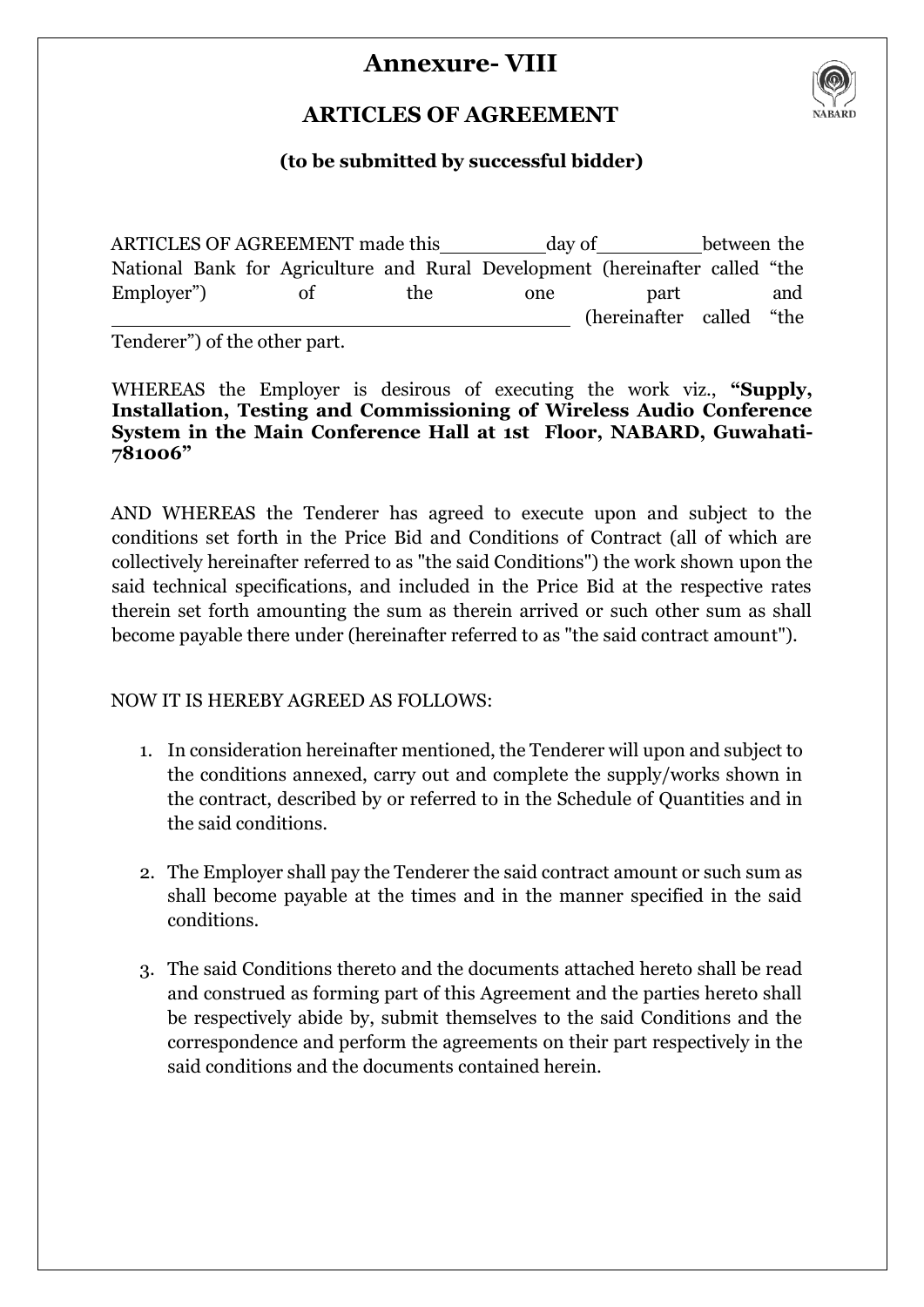# Annexure- VIII

## ARTICLES OF AGREEMENT

**(to be submitted by successful bidder)**

ARTICLES OF AGREEMENT made this\_\_\_\_\_\_\_\_\_day of\_\_\_\_\_\_\_\_\_between the National Bank for Agriculture and Rural Development (hereinafter called "the Employer") of the one part and \_\_\_\_\_\_\_\_\_\_\_\_\_\_\_\_\_\_\_\_\_\_\_\_\_\_\_\_\_\_\_\_\_\_\_\_\_\_\_\_ (hereinafter called "the Tenderer") of the other part.

WHEREAS the Employer is desirous of executing the work viz., **"Supply, Installation, Testing and Commissioning of Wireless Audio Conference System in the Main Conference Hall at 1st Floor, NABARD, Guwahati-781006"**

AND WHEREAS the Tenderer has agreed to execute upon and subject to the conditions set forth in the Price Bid and Conditions of Contract (all of which are collectively hereinafter referred to as "the said Conditions") the work shown upon the said technical specifications, and included in the Price Bid at the respective rates therein set forth amounting the sum as therein arrived or such other sum as shall become payable there under (hereinafter referred to as "the said contract amount").

NOW IT IS HEREBY AGREED AS FOLLOWS:

1. In consideration hereinafter mentioned, the Tenderer will upon and subject to the conditions annexed, carry out and complete the supply/works shown in the contract, described by or referred to in the Schedule of Quantities and in the said conditions.

2. The Employer shall pay the Tenderer the said contract amount or such sum as shall become payable at the times and in the manner specified in the said conditions.

3. The said Conditions thereto and the documents attached hereto shall be read and construed as forming part of this Agreement and the parties hereto shall be respectively abide by, submit themselves to the said Conditions and the correspondence and perform the agreements on their part respectively in the said conditions and the documents contained herein.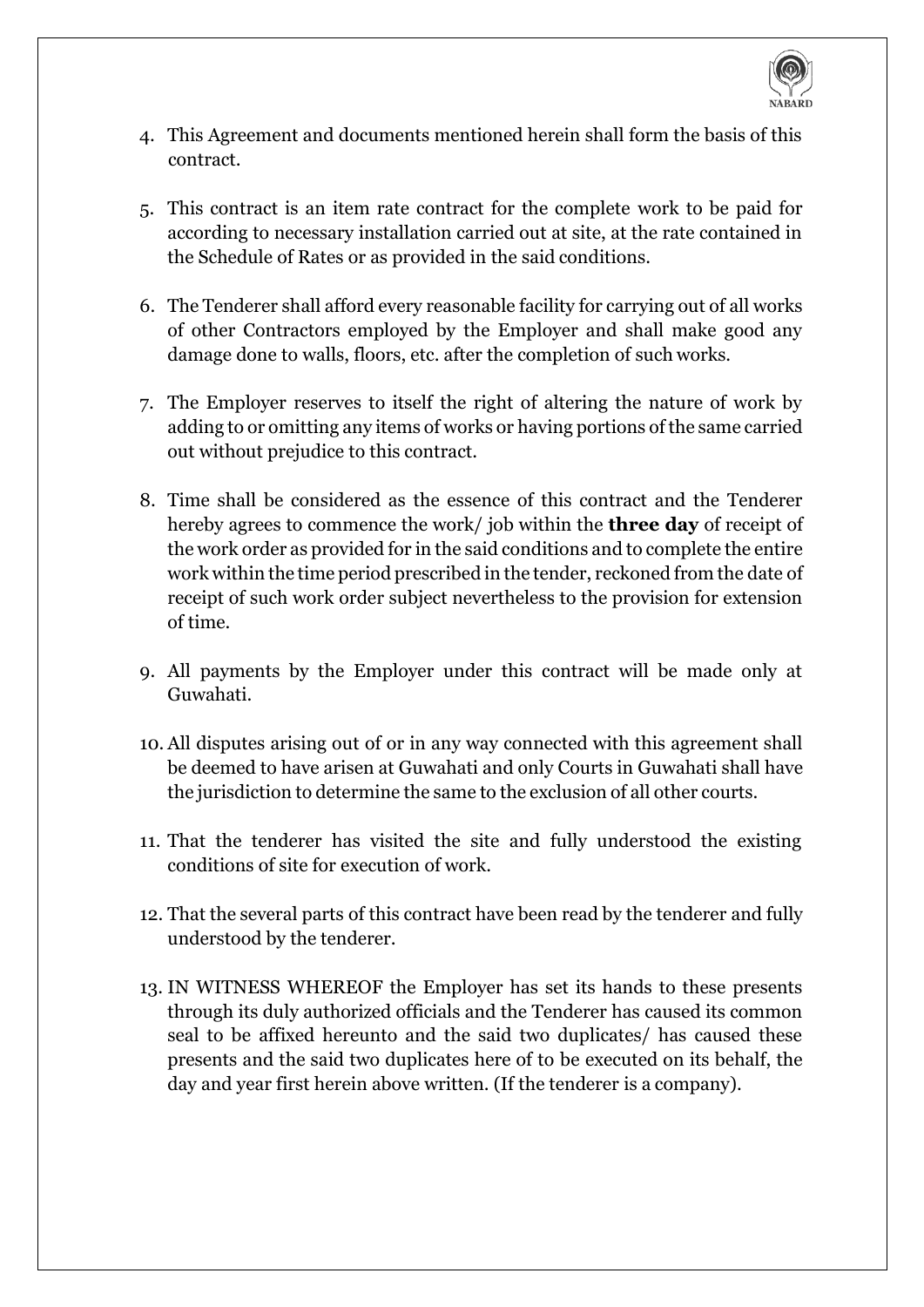4. This Agreement and documents mentioned herein shall form the basis of this contract.

5. This contract is an item rate contract for the complete work to be paid for according to necessary installation carried out at site, at the rate contained in the Schedule of Rates or as provided in the said conditions.

6. The Tenderer shall afford every reasonable facility for carrying out of all works of other Contractors employed by the Employer and shall make good any damage done to walls, floors, etc. after the completion of such works.

7. The Employer reserves to itself the right of altering the nature of work by adding to or omitting any items of works or having portions of the same carried out without prejudice to this contract.

8. Time shall be considered as the essence of this contract and the Tenderer hereby agrees to commence the work/ job within the **three day** of receipt of the work order as provided for in the said conditions and to complete the entire work within the time period prescribed in the tender, reckoned from the date of receipt of such work order subject nevertheless to the provision for extension of time.

9. All payments by the Employer under this contract will be made only at Guwahati.

10. All disputes arising out of or in any way connected with this agreement shall be deemed to have arisen at Guwahati and only Courts in Guwahati shall have the jurisdiction to determine the same to the exclusion of all other courts.

11. That the tenderer has visited the site and fully understood the existing conditions of site for execution of work.

12. That the several parts of this contract have been read by the tenderer and fully understood by the tenderer.

13. IN WITNESS WHEREOF the Employer has set its hands to these presents through its duly authorized officials and the Tenderer has caused its common seal to be affixed hereunto and the said two duplicates/ has caused these presents and the said two duplicates here of to be executed on its behalf, the day and year first herein above written. (If the tenderer is a company).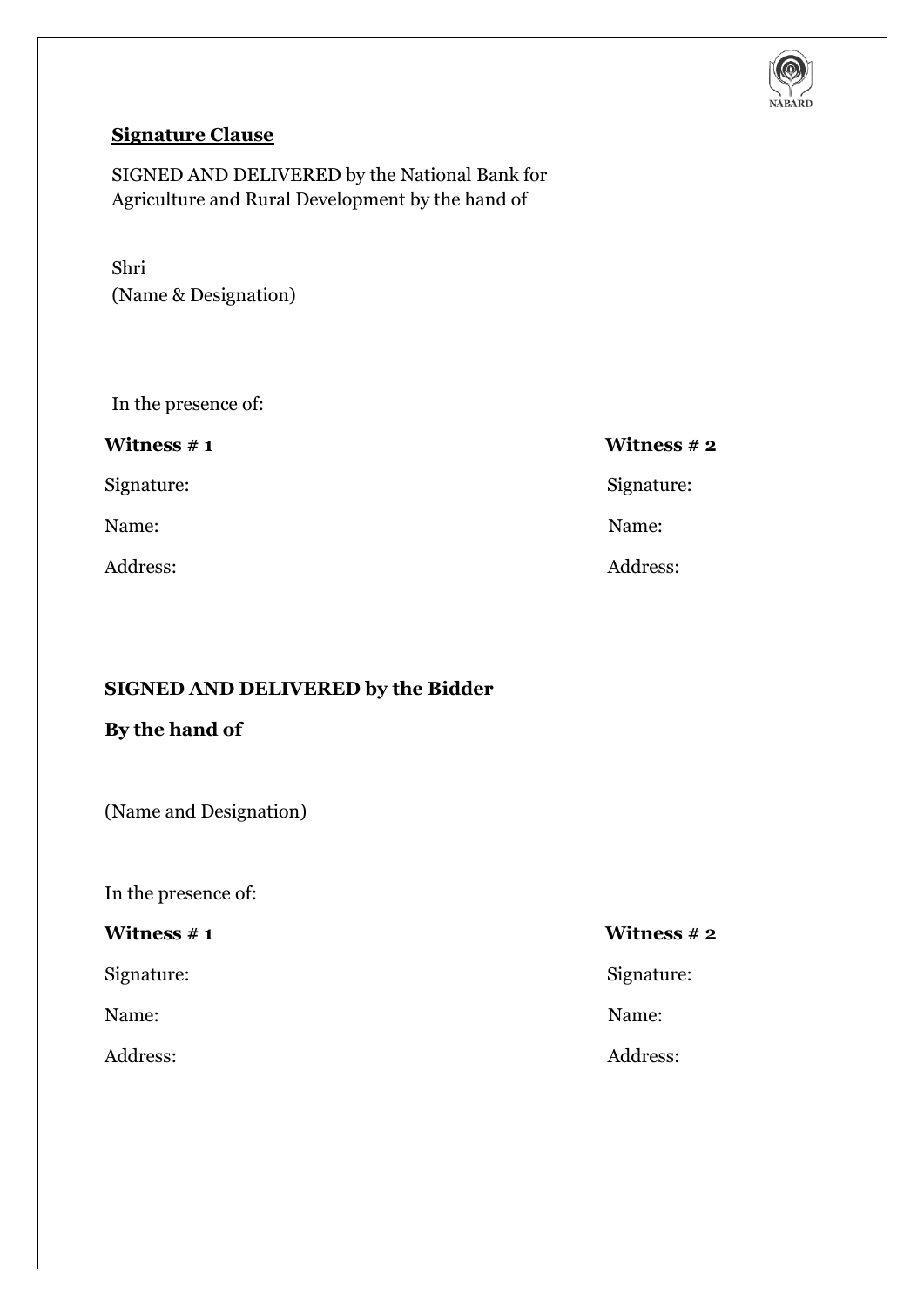**Signature Clause**

SIGNED AND DELIVERED by the National Bank for Agriculture and Rural Development by the hand of

Shri
(Name & Designation)

In the presence of:

| **Witness # 1** | **Witness # 2** |
|---|---|
| Signature: | Signature: |
| Name: | Name: |
| Address: | Address: |

**SIGNED AND DELIVERED by the Bidder**

**By the hand of**

(Name and Designation)

In the presence of:

| **Witness # 1** | **Witness # 2** |
|---|---|
| Signature: | Signature: |
| Name: | Name: |
| Address: | Address: |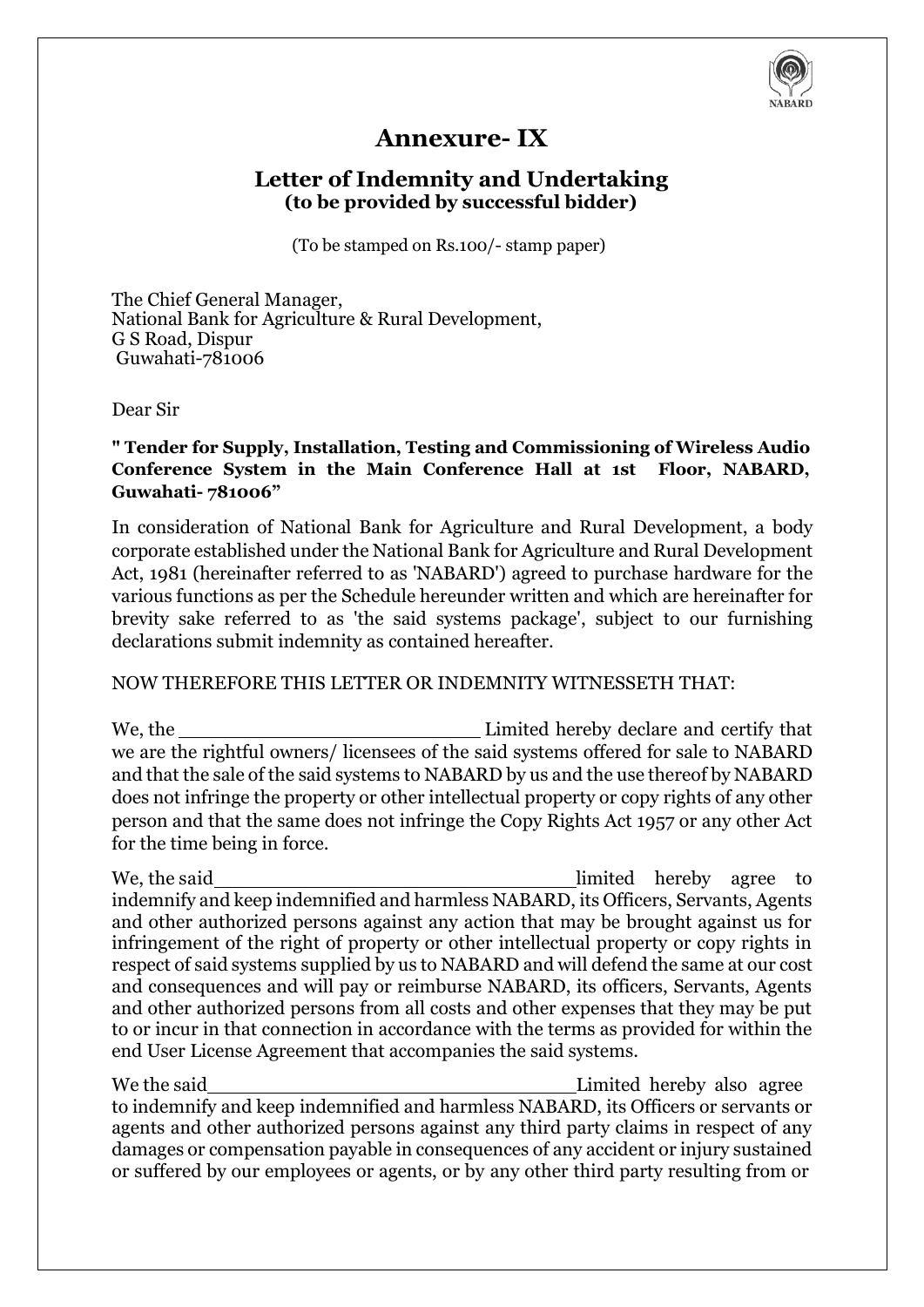# Annexure- IX

## Letter of Indemnity and Undertaking
**(to be provided by successful bidder)**

(To be stamped on Rs.100/- stamp paper)

The Chief General Manager,
National Bank for Agriculture & Rural Development,
G S Road, Dispur
Guwahati-781006

Dear Sir

**" Tender for Supply, Installation, Testing and Commissioning of Wireless Audio Conference System in the Main Conference Hall at 1st Floor, NABARD, Guwahati- 781006"**

In consideration of National Bank for Agriculture and Rural Development, a body corporate established under the National Bank for Agriculture and Rural Development Act, 1981 (hereinafter referred to as 'NABARD') agreed to purchase hardware for the various functions as per the Schedule hereunder written and which are hereinafter for brevity sake referred to as 'the said systems package', subject to our furnishing declarations submit indemnity as contained hereafter.

NOW THEREFORE THIS LETTER OR INDEMNITY WITNESSETH THAT:

We, the __________________________ Limited hereby declare and certify that we are the rightful owners/ licensees of the said systems offered for sale to NABARD and that the sale of the said systems to NABARD by us and the use thereof by NABARD does not infringe the property or other intellectual property or copy rights of any other person and that the same does not infringe the Copy Rights Act 1957 or any other Act for the time being in force.

We, the said______________________________limited hereby agree to indemnify and keep indemnified and harmless NABARD, its Officers, Servants, Agents and other authorized persons against any action that may be brought against us for infringement of the right of property or other intellectual property or copy rights in respect of said systems supplied by us to NABARD and will defend the same at our cost and consequences and will pay or reimburse NABARD, its officers, Servants, Agents and other authorized persons from all costs and other expenses that they may be put to or incur in that connection in accordance with the terms as provided for within the end User License Agreement that accompanies the said systems.

We the said______________________________Limited hereby also agree to indemnify and keep indemnified and harmless NABARD, its Officers or servants or agents and other authorized persons against any third party claims in respect of any damages or compensation payable in consequences of any accident or injury sustained or suffered by our employees or agents, or by any other third party resulting from or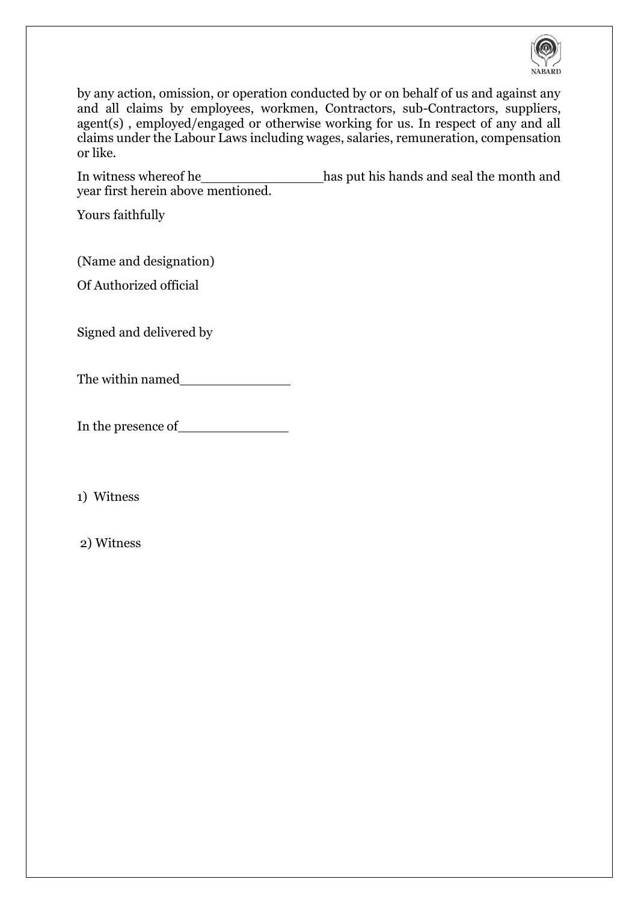by any action, omission, or operation conducted by or on behalf of us and against any and all claims by employees, workmen, Contractors, sub-Contractors, suppliers, agent(s) , employed/engaged or otherwise working for us. In respect of any and all claims under the Labour Laws including wages, salaries, remuneration, compensation or like.

In witness whereof he_______________has put his hands and seal the month and year first herein above mentioned.

Yours faithfully

(Name and designation)

Of Authorized official

Signed and delivered by

The within named_____________

In the presence of_____________

1) Witness

2) Witness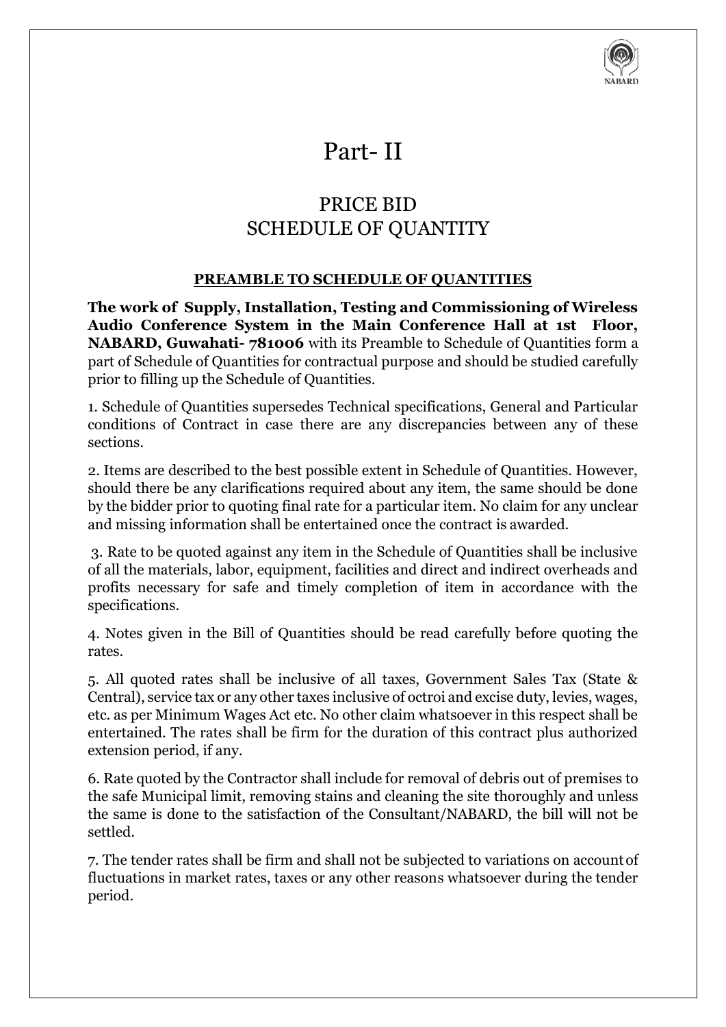# Part- II

## PRICE BID
## SCHEDULE OF QUANTITY

**PREAMBLE TO SCHEDULE OF QUANTITIES**

**The work of Supply, Installation, Testing and Commissioning of Wireless Audio Conference System in the Main Conference Hall at 1st Floor, NABARD, Guwahati- 781006** with its Preamble to Schedule of Quantities form a part of Schedule of Quantities for contractual purpose and should be studied carefully prior to filling up the Schedule of Quantities.

1. Schedule of Quantities supersedes Technical specifications, General and Particular conditions of Contract in case there are any discrepancies between any of these sections.

2. Items are described to the best possible extent in Schedule of Quantities. However, should there be any clarifications required about any item, the same should be done by the bidder prior to quoting final rate for a particular item. No claim for any unclear and missing information shall be entertained once the contract is awarded.

3. Rate to be quoted against any item in the Schedule of Quantities shall be inclusive of all the materials, labor, equipment, facilities and direct and indirect overheads and profits necessary for safe and timely completion of item in accordance with the specifications.

4. Notes given in the Bill of Quantities should be read carefully before quoting the rates.

5. All quoted rates shall be inclusive of all taxes, Government Sales Tax (State & Central), service tax or any other taxes inclusive of octroi and excise duty, levies, wages, etc. as per Minimum Wages Act etc. No other claim whatsoever in this respect shall be entertained. The rates shall be firm for the duration of this contract plus authorized extension period, if any.

6. Rate quoted by the Contractor shall include for removal of debris out of premises to the safe Municipal limit, removing stains and cleaning the site thoroughly and unless the same is done to the satisfaction of the Consultant/NABARD, the bill will not be settled.

7. The tender rates shall be firm and shall not be subjected to variations on account of fluctuations in market rates, taxes or any other reasons whatsoever during the tender period.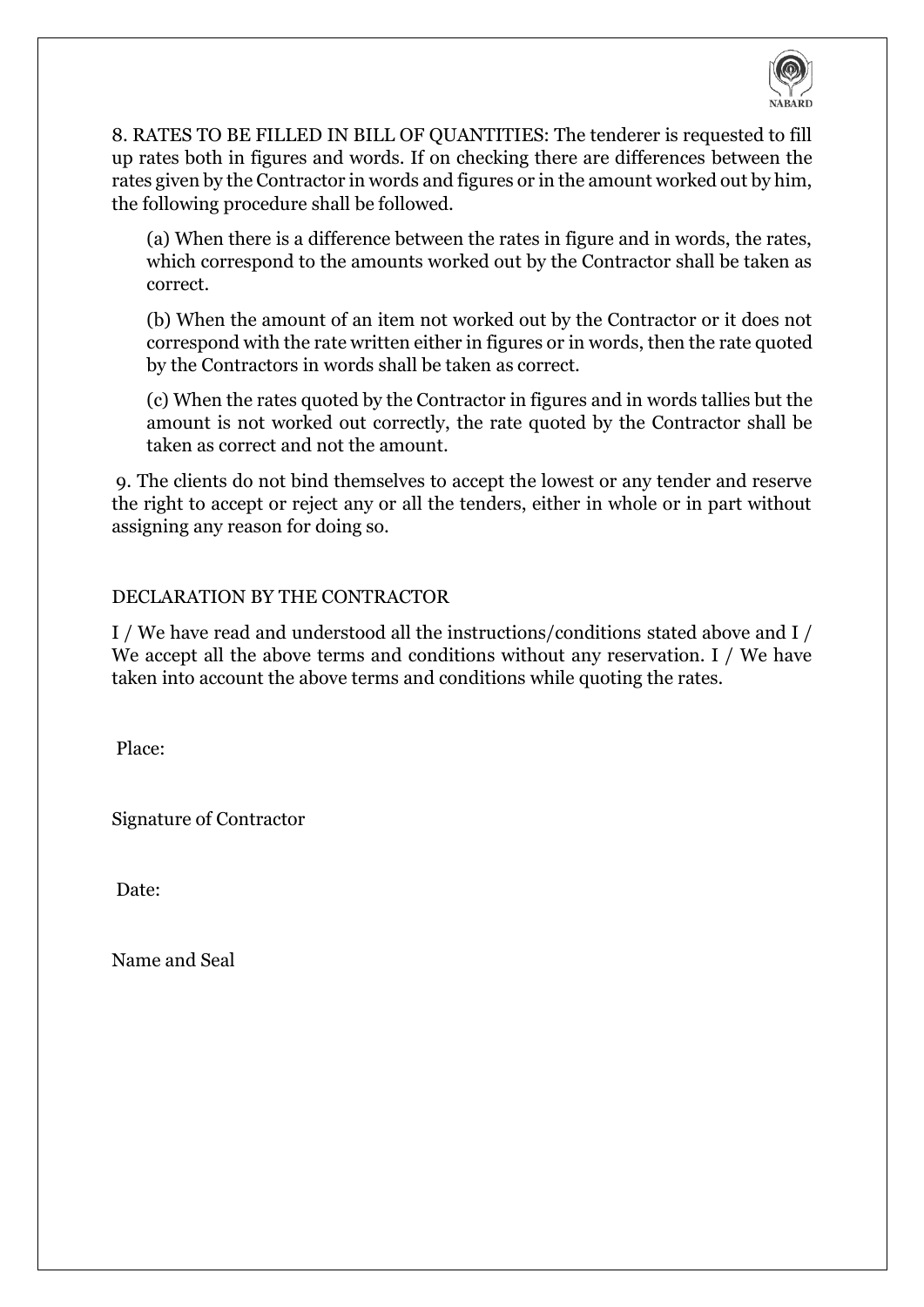8. RATES TO BE FILLED IN BILL OF QUANTITIES: The tenderer is requested to fill up rates both in figures and words. If on checking there are differences between the rates given by the Contractor in words and figures or in the amount worked out by him, the following procedure shall be followed.

(a) When there is a difference between the rates in figure and in words, the rates, which correspond to the amounts worked out by the Contractor shall be taken as correct.

(b) When the amount of an item not worked out by the Contractor or it does not correspond with the rate written either in figures or in words, then the rate quoted by the Contractors in words shall be taken as correct.

(c) When the rates quoted by the Contractor in figures and in words tallies but the amount is not worked out correctly, the rate quoted by the Contractor shall be taken as correct and not the amount.

9. The clients do not bind themselves to accept the lowest or any tender and reserve the right to accept or reject any or all the tenders, either in whole or in part without assigning any reason for doing so.

DECLARATION BY THE CONTRACTOR

I / We have read and understood all the instructions/conditions stated above and I / We accept all the above terms and conditions without any reservation. I / We have taken into account the above terms and conditions while quoting the rates.

Place:

Signature of Contractor

Date:

Name and Seal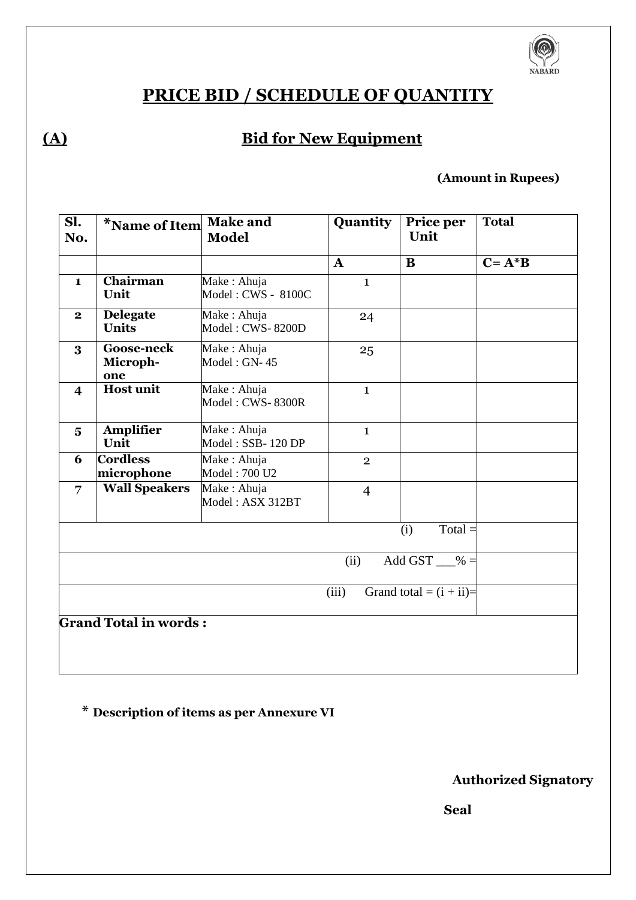# PRICE BID / SCHEDULE OF QUANTITY

## (A) Bid for New Equipment

**(Amount in Rupees)**

| Sl. No. | *Name of Item | Make and Model | Quantity | Price per Unit | Total |
|---|---|---|---|---|---|
| | | | **A** | **B** | **C= A*B** |
| **1** | **Chairman Unit** | Make : Ahuja<br>Model : CWS - 8100C | 1 | | |
| **2** | **Delegate Units** | Make : Ahuja<br>Model : CWS- 8200D | 24 | | |
| **3** | **Goose-neck Microph-one** | Make : Ahuja<br>Model : GN- 45 | 25 | | |
| **4** | **Host unit** | Make : Ahuja<br>Model : CWS- 8300R | 1 | | |
| **5** | **Amplifier Unit** | Make : Ahuja<br>Model : SSB- 120 DP | 1 | | |
| **6** | **Cordless microphone** | Make : Ahuja<br>Model : 700 U2 | 2 | | |
| **7** | **Wall Speakers** | Make : Ahuja<br>Model : ASX 312BT | 4 | | |
| | | | | (i) Total = | |
| | | | | (ii) Add GST ___% = | |
| | | | | (iii) Grand total = (i + ii)= | |
| **Grand Total in words :** | | | | | |

\* **Description of items as per Annexure VI**

**Authorized Signatory**

**Seal**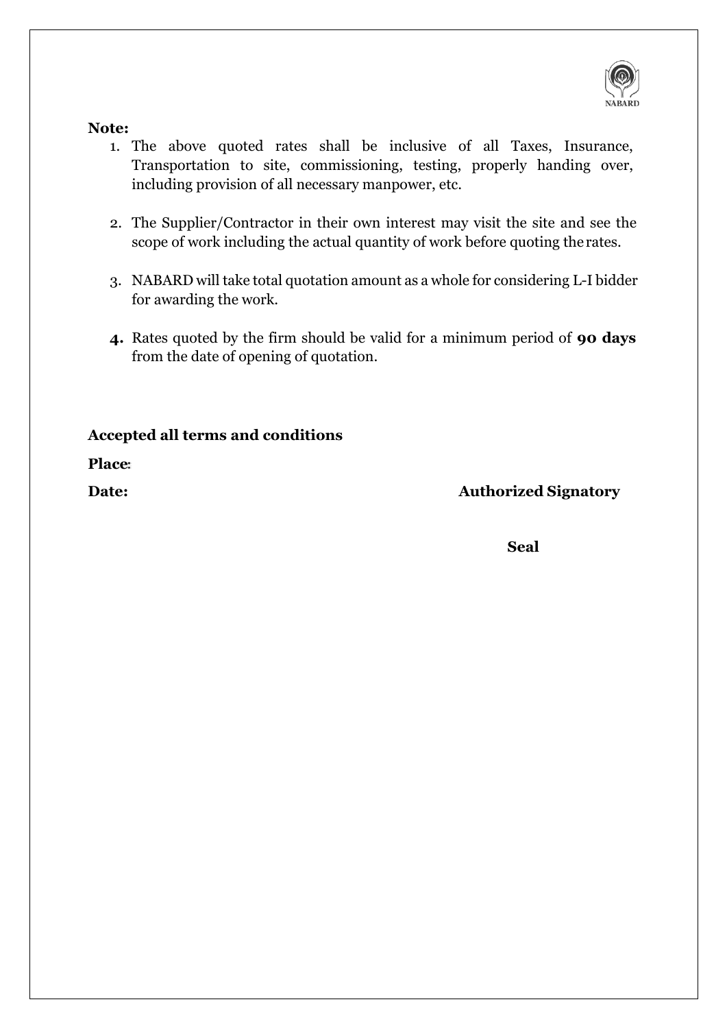**Note:**

1. The above quoted rates shall be inclusive of all Taxes, Insurance, Transportation to site, commissioning, testing, properly handing over, including provision of all necessary manpower, etc.

2. The Supplier/Contractor in their own interest may visit the site and see the scope of work including the actual quantity of work before quoting the rates.

3. NABARD will take total quotation amount as a whole for considering L-I bidder for awarding the work.

4. Rates quoted by the firm should be valid for a minimum period of **90 days** from the date of opening of quotation.

**Accepted all terms and conditions**

**Place:**

**Date:** **Authorized Signatory**

**Seal**